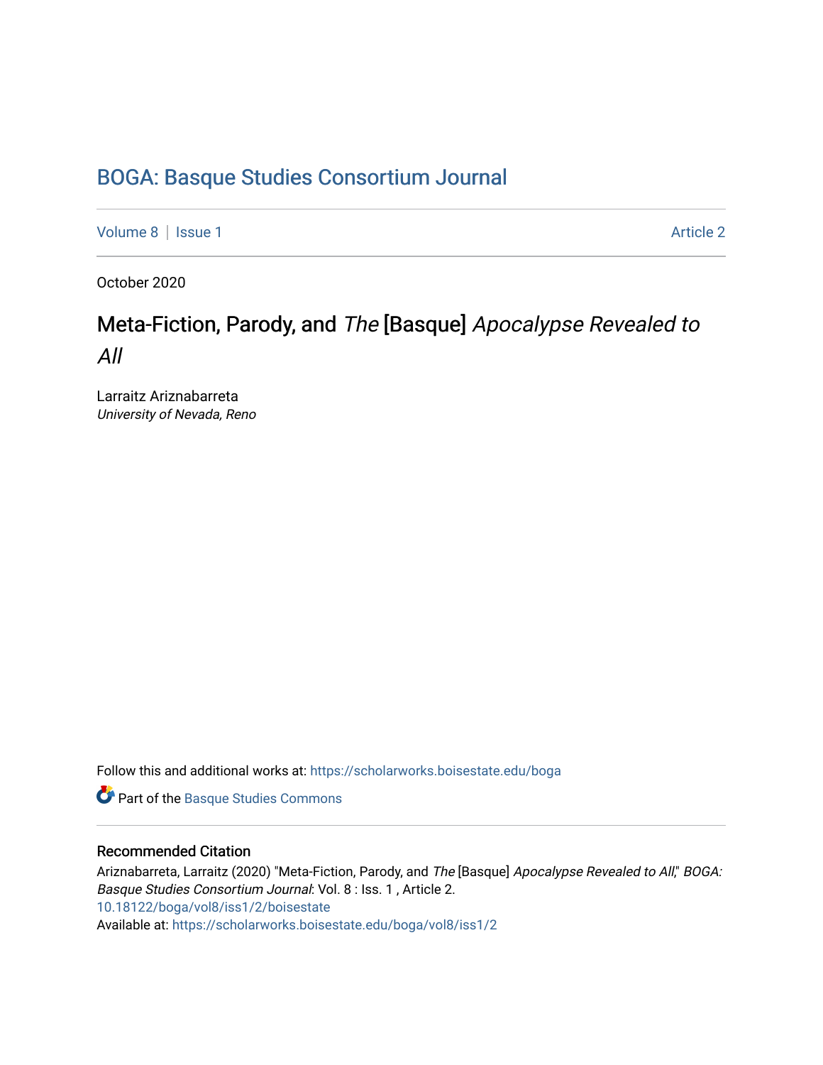# BOGA: Basque Studies Consortium Journal

Volume 8 | Issue 1 Article 2

October 2020

## Meta-Fiction, Parody, and *The* [Basque] *Apocalypse Revealed to All*

Larraitz Ariznabarreta
*University of Nevada, Reno*

Follow this and additional works at: https://scholarworks.boisestate.edu/boga

Part of the Basque Studies Commons

### Recommended Citation

Ariznabarreta, Larraitz (2020) "Meta-Fiction, Parody, and *The* [Basque] *Apocalypse Revealed to All*," *BOGA: Basque Studies Consortium Journal*: Vol. 8 : Iss. 1 , Article 2.
10.18122/boga/vol8/iss1/2/boisestate
Available at: https://scholarworks.boisestate.edu/boga/vol8/iss1/2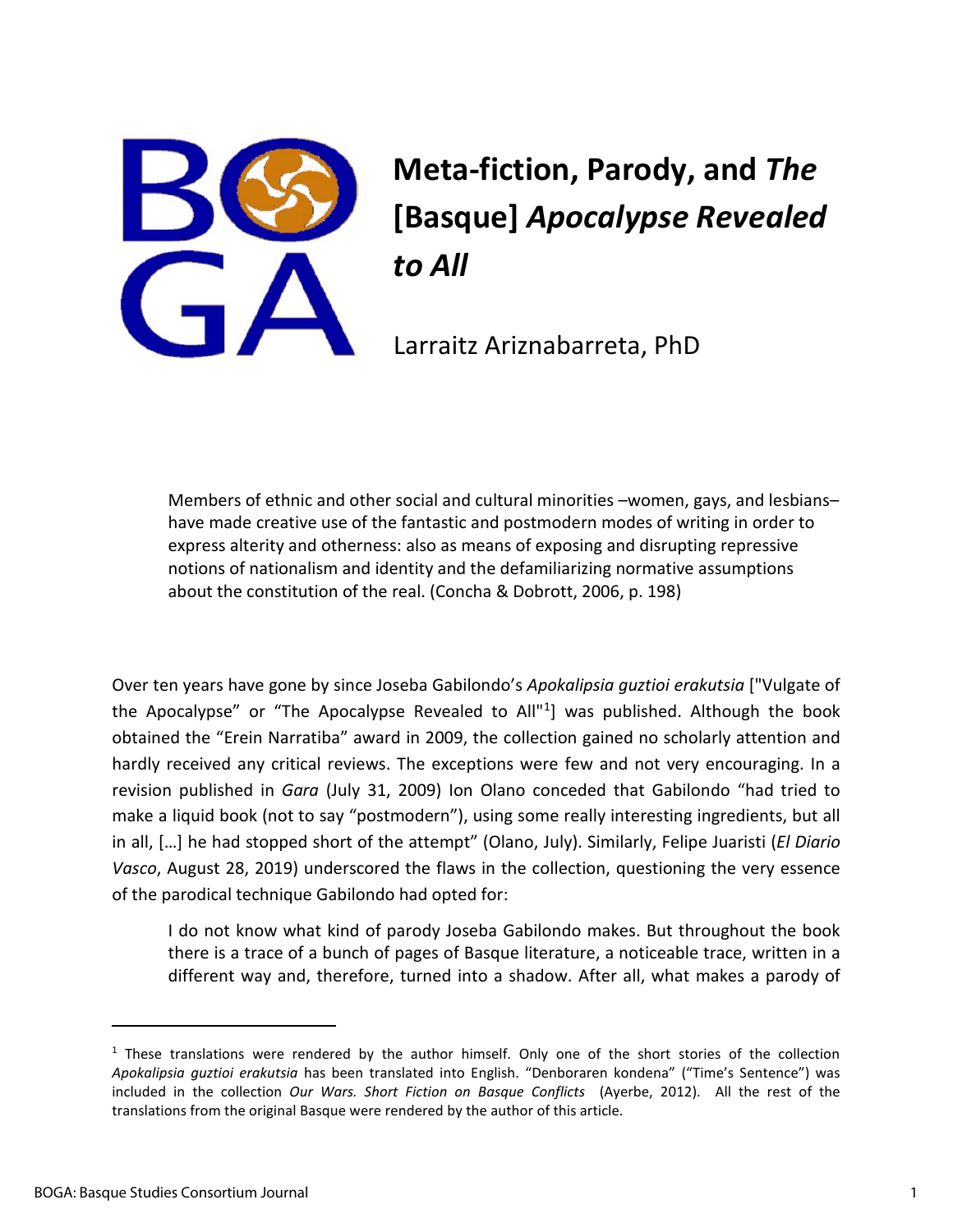# Meta-fiction, Parody, and *The* [Basque] *Apocalypse Revealed to All*

Larraitz Ariznabarreta, PhD

> Members of ethnic and other social and cultural minorities –women, gays, and lesbians– have made creative use of the fantastic and postmodern modes of writing in order to express alterity and otherness: also as means of exposing and disrupting repressive notions of nationalism and identity and the defamiliarizing normative assumptions about the constitution of the real. (Concha & Dobrott, 2006, p. 198)

Over ten years have gone by since Joseba Gabilondo's *Apokalipsia guztioi erakutsia* ["Vulgate of the Apocalypse" or "The Apocalypse Revealed to All"[1]] was published. Although the book obtained the "Erein Narratiba" award in 2009, the collection gained no scholarly attention and hardly received any critical reviews. The exceptions were few and not very encouraging. In a revision published in *Gara* (July 31, 2009) Ion Olano conceded that Gabilondo "had tried to make a liquid book (not to say "postmodern"), using some really interesting ingredients, but all in all, […] he had stopped short of the attempt" (Olano, July). Similarly, Felipe Juaristi (*El Diario Vasco*, August 28, 2019) underscored the flaws in the collection, questioning the very essence of the parodical technique Gabilondo had opted for:

> I do not know what kind of parody Joseba Gabilondo makes. But throughout the book there is a trace of a bunch of pages of Basque literature, a noticeable trace, written in a different way and, therefore, turned into a shadow. After all, what makes a parody of

[1] These translations were rendered by the author himself. Only one of the short stories of the collection *Apokalipsia guztioi erakutsia* has been translated into English. "Denboraren kondena" ("Time's Sentence") was included in the collection *Our Wars. Short Fiction on Basque Conflicts* (Ayerbe, 2012). All the rest of the translations from the original Basque were rendered by the author of this article.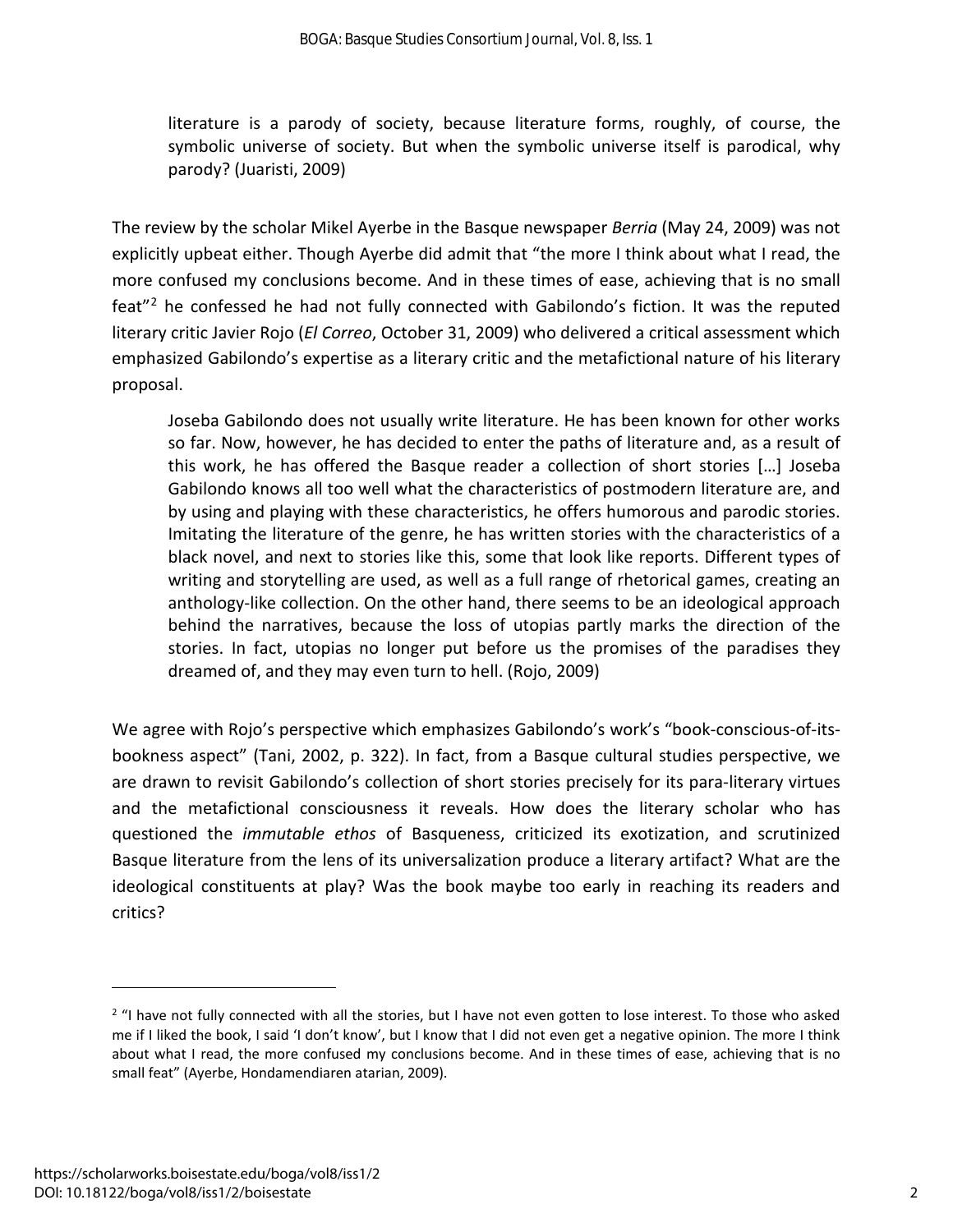> literature is a parody of society, because literature forms, roughly, of course, the symbolic universe of society. But when the symbolic universe itself is parodical, why parody? (Juaristi, 2009)

The review by the scholar Mikel Ayerbe in the Basque newspaper *Berria* (May 24, 2009) was not explicitly upbeat either. Though Ayerbe did admit that "the more I think about what I read, the more confused my conclusions become. And in these times of ease, achieving that is no small feat"[2] he confessed he had not fully connected with Gabilondo's fiction. It was the reputed literary critic Javier Rojo (*El Correo*, October 31, 2009) who delivered a critical assessment which emphasized Gabilondo's expertise as a literary critic and the metafictional nature of his literary proposal.

> Joseba Gabilondo does not usually write literature. He has been known for other works so far. Now, however, he has decided to enter the paths of literature and, as a result of this work, he has offered the Basque reader a collection of short stories […] Joseba Gabilondo knows all too well what the characteristics of postmodern literature are, and by using and playing with these characteristics, he offers humorous and parodic stories. Imitating the literature of the genre, he has written stories with the characteristics of a black novel, and next to stories like this, some that look like reports. Different types of writing and storytelling are used, as well as a full range of rhetorical games, creating an anthology-like collection. On the other hand, there seems to be an ideological approach behind the narratives, because the loss of utopias partly marks the direction of the stories. In fact, utopias no longer put before us the promises of the paradises they dreamed of, and they may even turn to hell. (Rojo, 2009)

We agree with Rojo's perspective which emphasizes Gabilondo's work's "book-conscious-of-its-bookness aspect" (Tani, 2002, p. 322). In fact, from a Basque cultural studies perspective, we are drawn to revisit Gabilondo's collection of short stories precisely for its para-literary virtues and the metafictional consciousness it reveals. How does the literary scholar who has questioned the *immutable ethos* of Basqueness, criticized its exotization, and scrutinized Basque literature from the lens of its universalization produce a literary artifact? What are the ideological constituents at play? Was the book maybe too early in reaching its readers and critics?

---

[2] "I have not fully connected with all the stories, but I have not even gotten to lose interest. To those who asked me if I liked the book, I said 'I don't know', but I know that I did not even get a negative opinion. The more I think about what I read, the more confused my conclusions become. And in these times of ease, achieving that is no small feat" (Ayerbe, Hondamendiaren atarian, 2009).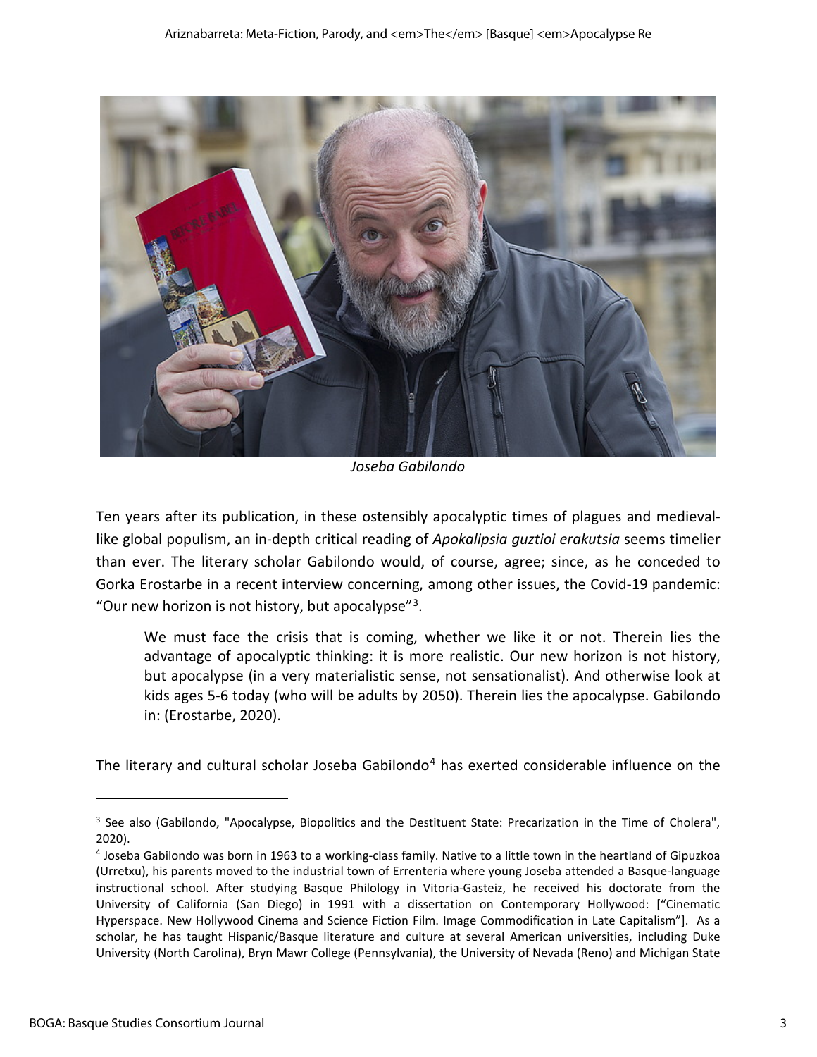*Joseba Gabilondo*

Ten years after its publication, in these ostensibly apocalyptic times of plagues and medieval-like global populism, an in-depth critical reading of *Apokalipsia guztioi erakutsia* seems timelier than ever. The literary scholar Gabilondo would, of course, agree; since, as he conceded to Gorka Erostarbe in a recent interview concerning, among other issues, the Covid-19 pandemic: "Our new horizon is not history, but apocalypse"[3].

> We must face the crisis that is coming, whether we like it or not. Therein lies the advantage of apocalyptic thinking: it is more realistic. Our new horizon is not history, but apocalypse (in a very materialistic sense, not sensationalist). And otherwise look at kids ages 5-6 today (who will be adults by 2050). Therein lies the apocalypse. Gabilondo in: (Erostarbe, 2020).

The literary and cultural scholar Joseba Gabilondo[4] has exerted considerable influence on the

---

[3] See also (Gabilondo, "Apocalypse, Biopolitics and the Destituent State: Precarization in the Time of Cholera", 2020).

[4] Joseba Gabilondo was born in 1963 to a working-class family. Native to a little town in the heartland of Gipuzkoa (Urretxu), his parents moved to the industrial town of Errenteria where young Joseba attended a Basque-language instructional school. After studying Basque Philology in Vitoria-Gasteiz, he received his doctorate from the University of California (San Diego) in 1991 with a dissertation on Contemporary Hollywood: ["Cinematic Hyperspace. New Hollywood Cinema and Science Fiction Film. Image Commodification in Late Capitalism"]. As a scholar, he has taught Hispanic/Basque literature and culture at several American universities, including Duke University (North Carolina), Bryn Mawr College (Pennsylvania), the University of Nevada (Reno) and Michigan State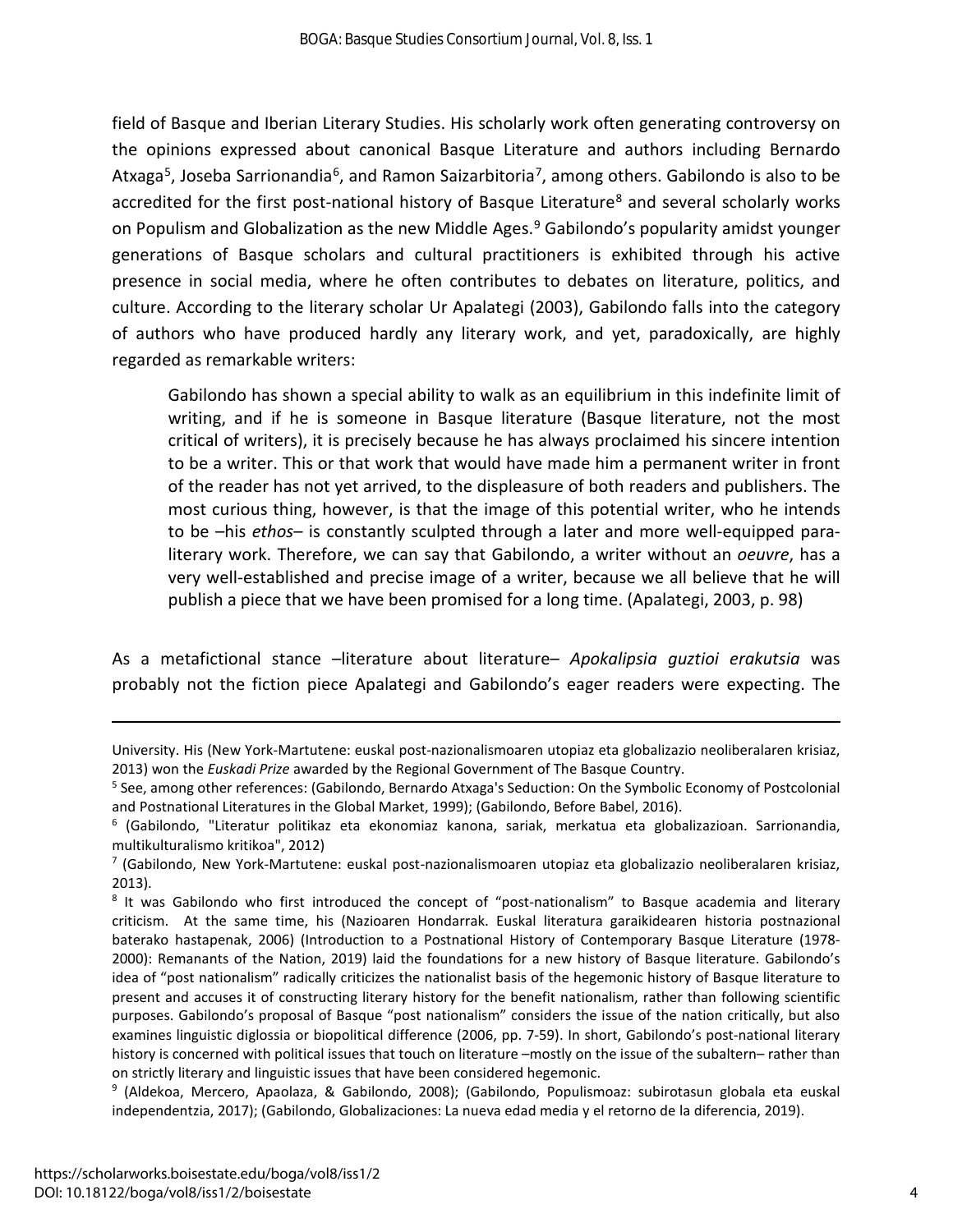field of Basque and Iberian Literary Studies. His scholarly work often generating controversy on the opinions expressed about canonical Basque Literature and authors including Bernardo Atxaga[5], Joseba Sarrionandia[6], and Ramon Saizarbitoria[7], among others. Gabilondo is also to be accredited for the first post-national history of Basque Literature[8] and several scholarly works on Populism and Globalization as the new Middle Ages.[9] Gabilondo's popularity amidst younger generations of Basque scholars and cultural practitioners is exhibited through his active presence in social media, where he often contributes to debates on literature, politics, and culture. According to the literary scholar Ur Apalategi (2003), Gabilondo falls into the category of authors who have produced hardly any literary work, and yet, paradoxically, are highly regarded as remarkable writers:

> Gabilondo has shown a special ability to walk as an equilibrium in this indefinite limit of writing, and if he is someone in Basque literature (Basque literature, not the most critical of writers), it is precisely because he has always proclaimed his sincere intention to be a writer. This or that work that would have made him a permanent writer in front of the reader has not yet arrived, to the displeasure of both readers and publishers. The most curious thing, however, is that the image of this potential writer, who he intends to be –his *ethos*– is constantly sculpted through a later and more well-equipped para-literary work. Therefore, we can say that Gabilondo, a writer without an *oeuvre*, has a very well-established and precise image of a writer, because we all believe that he will publish a piece that we have been promised for a long time. (Apalategi, 2003, p. 98)

As a metafictional stance –literature about literature– *Apokalipsia guztioi erakutsia* was probably not the fiction piece Apalategi and Gabilondo's eager readers were expecting. The

---

University. His (New York-Martutene: euskal post-nazionalismoaren utopiaz eta globalizazio neoliberalaren krisiaz, 2013) won the *Euskadi Prize* awarded by the Regional Government of The Basque Country.

[5] See, among other references: (Gabilondo, Bernardo Atxaga's Seduction: On the Symbolic Economy of Postcolonial and Postnational Literatures in the Global Market, 1999); (Gabilondo, Before Babel, 2016).

[6] (Gabilondo, "Literatur politikaz eta ekonomiaz kanona, sariak, merkatua eta globalizazioan. Sarrionandia, multikulturalismo kritikoa", 2012)

[7] (Gabilondo, New York-Martutene: euskal post-nazionalismoaren utopiaz eta globalizazio neoliberalaren krisiaz, 2013).

[8] It was Gabilondo who first introduced the concept of "post-nationalism" to Basque academia and literary criticism. At the same time, his (Nazioaren Hondarrak. Euskal literatura garaikidearen historia postnazional baterako hastapenak, 2006) (Introduction to a Postnational History of Contemporary Basque Literature (1978-2000): Remanants of the Nation, 2019) laid the foundations for a new history of Basque literature. Gabilondo's idea of "post nationalism" radically criticizes the nationalist basis of the hegemonic history of Basque literature to present and accuses it of constructing literary history for the benefit nationalism, rather than following scientific purposes. Gabilondo's proposal of Basque "post nationalism" considers the issue of the nation critically, but also examines linguistic diglossia or biopolitical difference (2006, pp. 7-59). In short, Gabilondo's post-national literary history is concerned with political issues that touch on literature –mostly on the issue of the subaltern– rather than on strictly literary and linguistic issues that have been considered hegemonic.

[9] (Aldekoa, Mercero, Apaolaza, & Gabilondo, 2008); (Gabilondo, Populismoaz: subirotasun globala eta euskal independentzia, 2017); (Gabilondo, Globalizaciones: La nueva edad media y el retorno de la diferencia, 2019).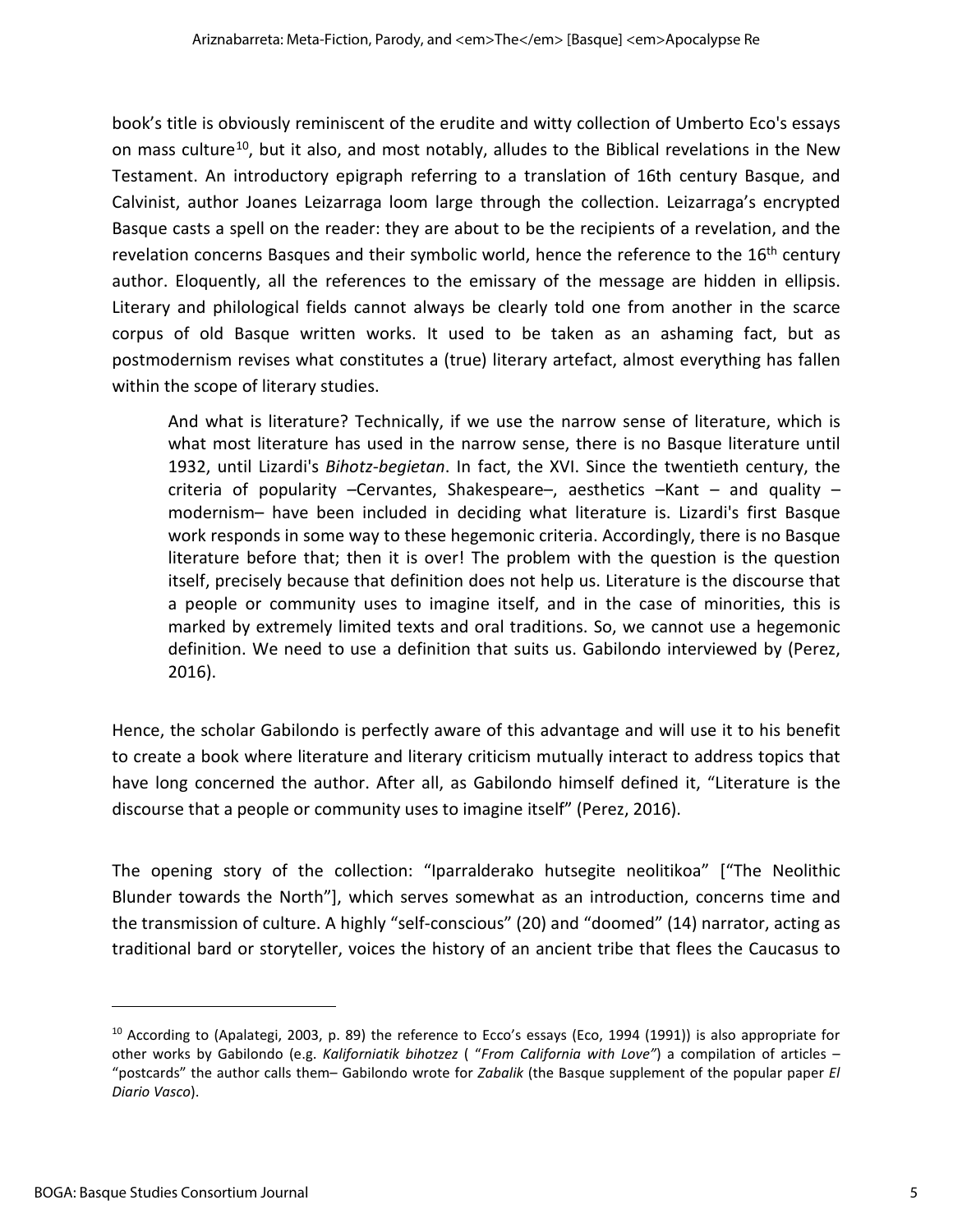book's title is obviously reminiscent of the erudite and witty collection of Umberto Eco's essays on mass culture[10], but it also, and most notably, alludes to the Biblical revelations in the New Testament. An introductory epigraph referring to a translation of 16th century Basque, and Calvinist, author Joanes Leizarraga loom large through the collection. Leizarraga's encrypted Basque casts a spell on the reader: they are about to be the recipients of a revelation, and the revelation concerns Basques and their symbolic world, hence the reference to the 16th century author. Eloquently, all the references to the emissary of the message are hidden in ellipsis. Literary and philological fields cannot always be clearly told one from another in the scarce corpus of old Basque written works. It used to be taken as an ashaming fact, but as postmodernism revises what constitutes a (true) literary artefact, almost everything has fallen within the scope of literary studies.

> And what is literature? Technically, if we use the narrow sense of literature, which is what most literature has used in the narrow sense, there is no Basque literature until 1932, until Lizardi's *Bihotz-begietan*. In fact, the XVI. Since the twentieth century, the criteria of popularity –Cervantes, Shakespeare–, aesthetics –Kant – and quality – modernism– have been included in deciding what literature is. Lizardi's first Basque work responds in some way to these hegemonic criteria. Accordingly, there is no Basque literature before that; then it is over! The problem with the question is the question itself, precisely because that definition does not help us. Literature is the discourse that a people or community uses to imagine itself, and in the case of minorities, this is marked by extremely limited texts and oral traditions. So, we cannot use a hegemonic definition. We need to use a definition that suits us. Gabilondo interviewed by (Perez, 2016).

Hence, the scholar Gabilondo is perfectly aware of this advantage and will use it to his benefit to create a book where literature and literary criticism mutually interact to address topics that have long concerned the author. After all, as Gabilondo himself defined it, "Literature is the discourse that a people or community uses to imagine itself" (Perez, 2016).

The opening story of the collection: "Iparralderako hutsegite neolitikoa" ["The Neolithic Blunder towards the North"], which serves somewhat as an introduction, concerns time and the transmission of culture. A highly "self-conscious" (20) and "doomed" (14) narrator, acting as traditional bard or storyteller, voices the history of an ancient tribe that flees the Caucasus to

---

[10] According to (Apalategi, 2003, p. 89) the reference to Ecco's essays (Eco, 1994 (1991)) is also appropriate for other works by Gabilondo (e.g. *Kaliforniatik bihotzez* ( "*From California with Love"*) a compilation of articles – "postcards" the author calls them– Gabilondo wrote for *Zabalik* (the Basque supplement of the popular paper *El Diario Vasco*).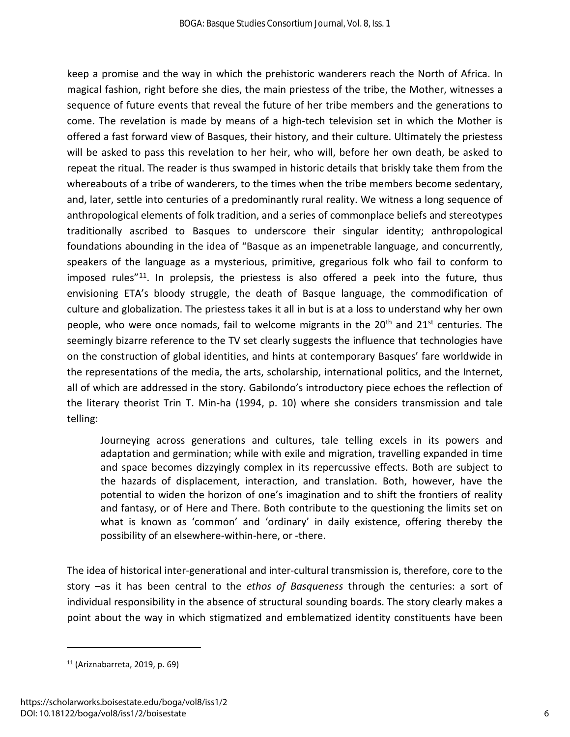keep a promise and the way in which the prehistoric wanderers reach the North of Africa. In magical fashion, right before she dies, the main priestess of the tribe, the Mother, witnesses a sequence of future events that reveal the future of her tribe members and the generations to come. The revelation is made by means of a high-tech television set in which the Mother is offered a fast forward view of Basques, their history, and their culture. Ultimately the priestess will be asked to pass this revelation to her heir, who will, before her own death, be asked to repeat the ritual. The reader is thus swamped in historic details that briskly take them from the whereabouts of a tribe of wanderers, to the times when the tribe members become sedentary, and, later, settle into centuries of a predominantly rural reality. We witness a long sequence of anthropological elements of folk tradition, and a series of commonplace beliefs and stereotypes traditionally ascribed to Basques to underscore their singular identity; anthropological foundations abounding in the idea of "Basque as an impenetrable language, and concurrently, speakers of the language as a mysterious, primitive, gregarious folk who fail to conform to imposed rules"[11]. In prolepsis, the priestess is also offered a peek into the future, thus envisioning ETA's bloody struggle, the death of Basque language, the commodification of culture and globalization. The priestess takes it all in but is at a loss to understand why her own people, who were once nomads, fail to welcome migrants in the 20th and 21st centuries. The seemingly bizarre reference to the TV set clearly suggests the influence that technologies have on the construction of global identities, and hints at contemporary Basques' fare worldwide in the representations of the media, the arts, scholarship, international politics, and the Internet, all of which are addressed in the story. Gabilondo's introductory piece echoes the reflection of the literary theorist Trin T. Min-ha (1994, p. 10) where she considers transmission and tale telling:

> Journeying across generations and cultures, tale telling excels in its powers and adaptation and germination; while with exile and migration, travelling expanded in time and space becomes dizzyingly complex in its repercussive effects. Both are subject to the hazards of displacement, interaction, and translation. Both, however, have the potential to widen the horizon of one's imagination and to shift the frontiers of reality and fantasy, or of Here and There. Both contribute to the questioning the limits set on what is known as 'common' and 'ordinary' in daily existence, offering thereby the possibility of an elsewhere-within-here, or -there.

The idea of historical inter-generational and inter-cultural transmission is, therefore, core to the story –as it has been central to the *ethos of Basqueness* through the centuries: a sort of individual responsibility in the absence of structural sounding boards. The story clearly makes a point about the way in which stigmatized and emblematized identity constituents have been

---

[11] (Ariznabarreta, 2019, p. 69)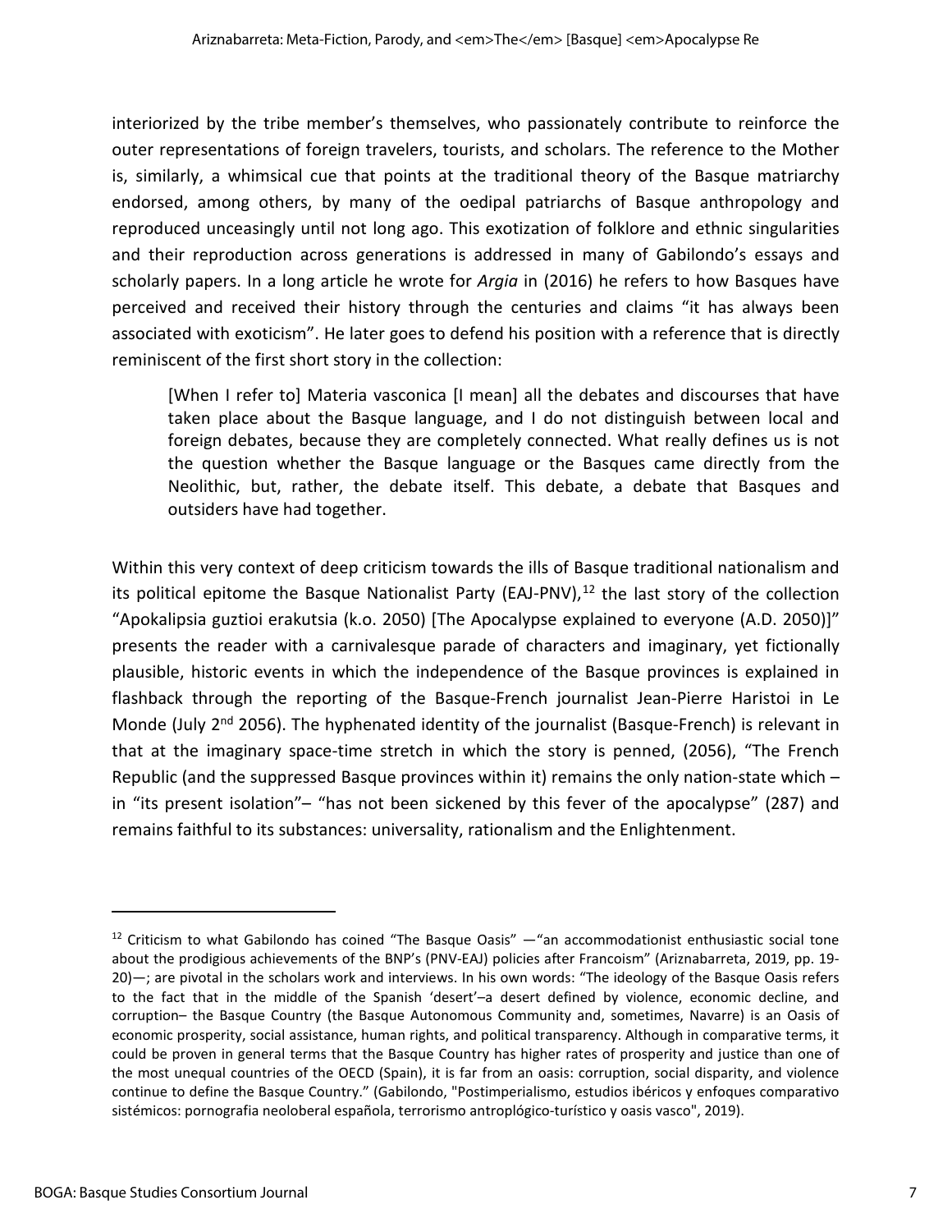interiorized by the tribe member's themselves, who passionately contribute to reinforce the outer representations of foreign travelers, tourists, and scholars. The reference to the Mother is, similarly, a whimsical cue that points at the traditional theory of the Basque matriarchy endorsed, among others, by many of the oedipal patriarchs of Basque anthropology and reproduced unceasingly until not long ago. This exotization of folklore and ethnic singularities and their reproduction across generations is addressed in many of Gabilondo's essays and scholarly papers. In a long article he wrote for *Argia* in (2016) he refers to how Basques have perceived and received their history through the centuries and claims "it has always been associated with exoticism". He later goes to defend his position with a reference that is directly reminiscent of the first short story in the collection:

> [When I refer to] Materia vasconica [I mean] all the debates and discourses that have taken place about the Basque language, and I do not distinguish between local and foreign debates, because they are completely connected. What really defines us is not the question whether the Basque language or the Basques came directly from the Neolithic, but, rather, the debate itself. This debate, a debate that Basques and outsiders have had together.

Within this very context of deep criticism towards the ills of Basque traditional nationalism and its political epitome the Basque Nationalist Party (EAJ-PNV),[12] the last story of the collection "Apokalipsia guztioi erakutsia (k.o. 2050) [The Apocalypse explained to everyone (A.D. 2050)]" presents the reader with a carnivalesque parade of characters and imaginary, yet fictionally plausible, historic events in which the independence of the Basque provinces is explained in flashback through the reporting of the Basque-French journalist Jean-Pierre Haristoi in Le Monde (July 2nd 2056). The hyphenated identity of the journalist (Basque-French) is relevant in that at the imaginary space-time stretch in which the story is penned, (2056), "The French Republic (and the suppressed Basque provinces within it) remains the only nation-state which – in "its present isolation"– "has not been sickened by this fever of the apocalypse" (287) and remains faithful to its substances: universality, rationalism and the Enlightenment.

---

[12] Criticism to what Gabilondo has coined "The Basque Oasis" —"an accommodationist enthusiastic social tone about the prodigious achievements of the BNP's (PNV-EAJ) policies after Francoism" (Ariznabarreta, 2019, pp. 19-20)—; are pivotal in the scholars work and interviews. In his own words: "The ideology of the Basque Oasis refers to the fact that in the middle of the Spanish 'desert'–a desert defined by violence, economic decline, and corruption– the Basque Country (the Basque Autonomous Community and, sometimes, Navarre) is an Oasis of economic prosperity, social assistance, human rights, and political transparency. Although in comparative terms, it could be proven in general terms that the Basque Country has higher rates of prosperity and justice than one of the most unequal countries of the OECD (Spain), it is far from an oasis: corruption, social disparity, and violence continue to define the Basque Country." (Gabilondo, "Postimperialismo, estudios ibéricos y enfoques comparativo sistémicos: pornografia neoloberal española, terrorismo antroplógico-turístico y oasis vasco", 2019).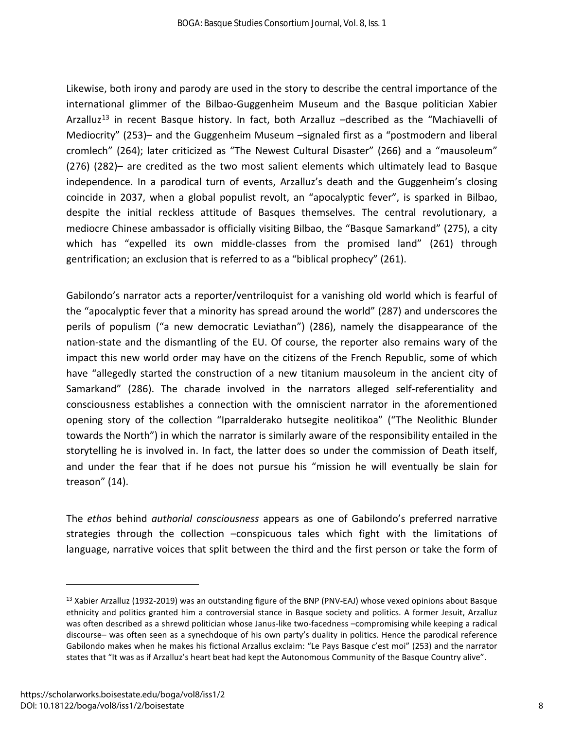Likewise, both irony and parody are used in the story to describe the central importance of the international glimmer of the Bilbao-Guggenheim Museum and the Basque politician Xabier Arzalluz[13] in recent Basque history. In fact, both Arzalluz –described as the "Machiavelli of Mediocrity" (253)– and the Guggenheim Museum –signaled first as a "postmodern and liberal cromlech" (264); later criticized as "The Newest Cultural Disaster" (266) and a "mausoleum" (276) (282)– are credited as the two most salient elements which ultimately lead to Basque independence. In a parodical turn of events, Arzalluz's death and the Guggenheim's closing coincide in 2037, when a global populist revolt, an "apocalyptic fever", is sparked in Bilbao, despite the initial reckless attitude of Basques themselves. The central revolutionary, a mediocre Chinese ambassador is officially visiting Bilbao, the "Basque Samarkand" (275), a city which has "expelled its own middle-classes from the promised land" (261) through gentrification; an exclusion that is referred to as a "biblical prophecy" (261).

Gabilondo's narrator acts a reporter/ventriloquist for a vanishing old world which is fearful of the "apocalyptic fever that a minority has spread around the world" (287) and underscores the perils of populism ("a new democratic Leviathan") (286), namely the disappearance of the nation-state and the dismantling of the EU. Of course, the reporter also remains wary of the impact this new world order may have on the citizens of the French Republic, some of which have "allegedly started the construction of a new titanium mausoleum in the ancient city of Samarkand" (286). The charade involved in the narrators alleged self-referentiality and consciousness establishes a connection with the omniscient narrator in the aforementioned opening story of the collection "Iparralderako hutsegite neolitikoa" ("The Neolithic Blunder towards the North") in which the narrator is similarly aware of the responsibility entailed in the storytelling he is involved in. In fact, the latter does so under the commission of Death itself, and under the fear that if he does not pursue his "mission he will eventually be slain for treason" (14).

The *ethos* behind *authorial consciousness* appears as one of Gabilondo's preferred narrative strategies through the collection –conspicuous tales which fight with the limitations of language, narrative voices that split between the third and the first person or take the form of

[13] Xabier Arzalluz (1932-2019) was an outstanding figure of the BNP (PNV-EAJ) whose vexed opinions about Basque ethnicity and politics granted him a controversial stance in Basque society and politics. A former Jesuit, Arzalluz was often described as a shrewd politician whose Janus-like two-facedness –compromising while keeping a radical discourse– was often seen as a synechdoque of his own party's duality in politics. Hence the parodical reference Gabilondo makes when he makes his fictional Arzallus exclaim: "Le Pays Basque c'est moi" (253) and the narrator states that "It was as if Arzalluz's heart beat had kept the Autonomous Community of the Basque Country alive".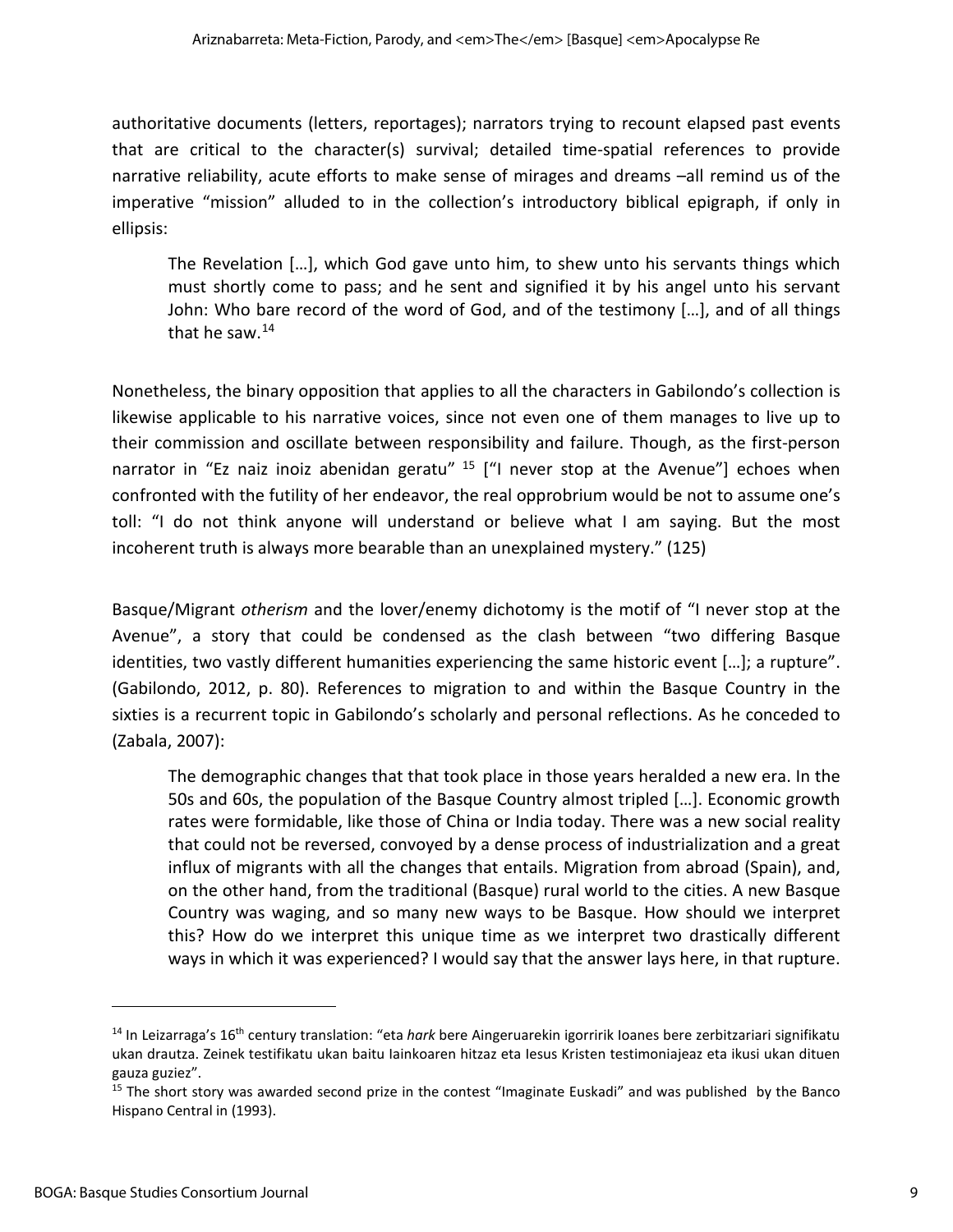authoritative documents (letters, reportages); narrators trying to recount elapsed past events that are critical to the character(s) survival; detailed time-spatial references to provide narrative reliability, acute efforts to make sense of mirages and dreams –all remind us of the imperative "mission" alluded to in the collection's introductory biblical epigraph, if only in ellipsis:

> The Revelation […], which God gave unto him, to shew unto his servants things which must shortly come to pass; and he sent and signified it by his angel unto his servant John: Who bare record of the word of God, and of the testimony […], and of all things that he saw.[14]

Nonetheless, the binary opposition that applies to all the characters in Gabilondo's collection is likewise applicable to his narrative voices, since not even one of them manages to live up to their commission and oscillate between responsibility and failure. Though, as the first-person narrator in "Ez naiz inoiz abenidan geratu" [15] ["I never stop at the Avenue"] echoes when confronted with the futility of her endeavor, the real opprobrium would be not to assume one's toll: "I do not think anyone will understand or believe what I am saying. But the most incoherent truth is always more bearable than an unexplained mystery." (125)

Basque/Migrant *otherism* and the lover/enemy dichotomy is the motif of "I never stop at the Avenue", a story that could be condensed as the clash between "two differing Basque identities, two vastly different humanities experiencing the same historic event […]; a rupture". (Gabilondo, 2012, p. 80). References to migration to and within the Basque Country in the sixties is a recurrent topic in Gabilondo's scholarly and personal reflections. As he conceded to (Zabala, 2007):

> The demographic changes that that took place in those years heralded a new era. In the 50s and 60s, the population of the Basque Country almost tripled […]. Economic growth rates were formidable, like those of China or India today. There was a new social reality that could not be reversed, convoyed by a dense process of industrialization and a great influx of migrants with all the changes that entails. Migration from abroad (Spain), and, on the other hand, from the traditional (Basque) rural world to the cities. A new Basque Country was waging, and so many new ways to be Basque. How should we interpret this? How do we interpret this unique time as we interpret two drastically different ways in which it was experienced? I would say that the answer lays here, in that rupture.

---

[14] In Leizarraga's 16th century translation: "eta *hark* bere Aingeruarekin igorririk Ioanes bere zerbitzariari signifikatu ukan drautza. Zeinek testifikatu ukan baitu Iainkoaren hitzaz eta Iesus Kristen testimoniajeaz eta ikusi ukan dituen gauza guziez".

[15] The short story was awarded second prize in the contest "Imaginate Euskadi" and was published by the Banco Hispano Central in (1993).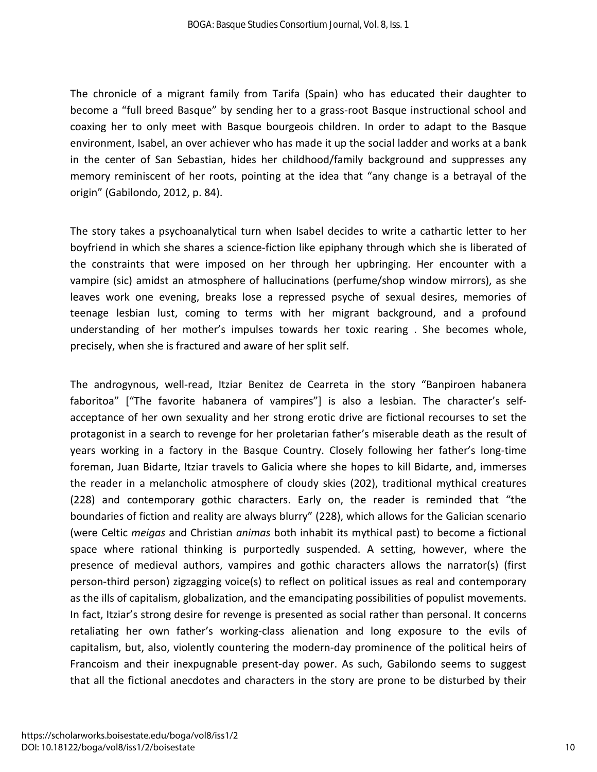The chronicle of a migrant family from Tarifa (Spain) who has educated their daughter to become a "full breed Basque" by sending her to a grass-root Basque instructional school and coaxing her to only meet with Basque bourgeois children. In order to adapt to the Basque environment, Isabel, an over achiever who has made it up the social ladder and works at a bank in the center of San Sebastian, hides her childhood/family background and suppresses any memory reminiscent of her roots, pointing at the idea that "any change is a betrayal of the origin" (Gabilondo, 2012, p. 84).

The story takes a psychoanalytical turn when Isabel decides to write a cathartic letter to her boyfriend in which she shares a science-fiction like epiphany through which she is liberated of the constraints that were imposed on her through her upbringing. Her encounter with a vampire (sic) amidst an atmosphere of hallucinations (perfume/shop window mirrors), as she leaves work one evening, breaks lose a repressed psyche of sexual desires, memories of teenage lesbian lust, coming to terms with her migrant background, and a profound understanding of her mother's impulses towards her toxic rearing . She becomes whole, precisely, when she is fractured and aware of her split self.

The androgynous, well-read, Itziar Benitez de Cearreta in the story "Banpiroen habanera faboritoa" ["The favorite habanera of vampires"] is also a lesbian. The character's self-acceptance of her own sexuality and her strong erotic drive are fictional recourses to set the protagonist in a search to revenge for her proletarian father's miserable death as the result of years working in a factory in the Basque Country. Closely following her father's long-time foreman, Juan Bidarte, Itziar travels to Galicia where she hopes to kill Bidarte, and, immerses the reader in a melancholic atmosphere of cloudy skies (202), traditional mythical creatures (228) and contemporary gothic characters. Early on, the reader is reminded that "the boundaries of fiction and reality are always blurry" (228), which allows for the Galician scenario (were Celtic *meigas* and Christian *animas* both inhabit its mythical past) to become a fictional space where rational thinking is purportedly suspended. A setting, however, where the presence of medieval authors, vampires and gothic characters allows the narrator(s) (first person-third person) zigzagging voice(s) to reflect on political issues as real and contemporary as the ills of capitalism, globalization, and the emancipating possibilities of populist movements. In fact, Itziar's strong desire for revenge is presented as social rather than personal. It concerns retaliating her own father's working-class alienation and long exposure to the evils of capitalism, but, also, violently countering the modern-day prominence of the political heirs of Francoism and their inexpugnable present-day power. As such, Gabilondo seems to suggest that all the fictional anecdotes and characters in the story are prone to be disturbed by their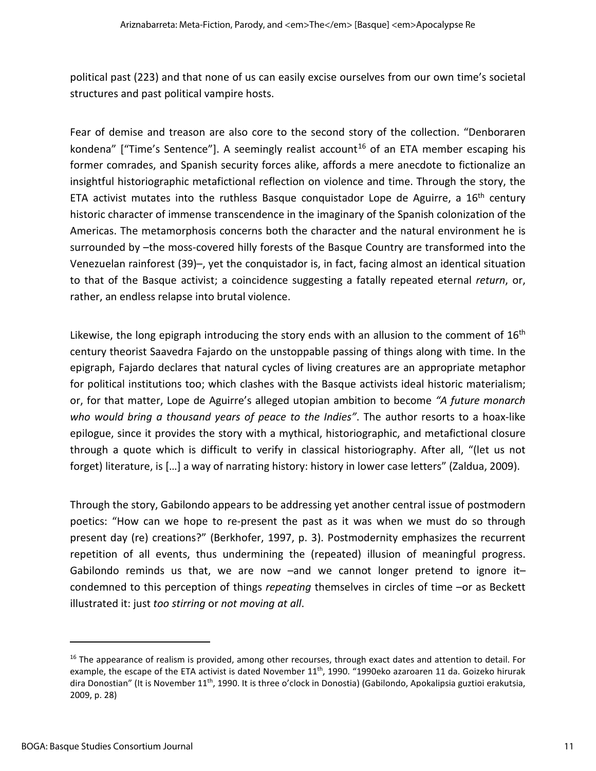political past (223) and that none of us can easily excise ourselves from our own time's societal structures and past political vampire hosts.

Fear of demise and treason are also core to the second story of the collection. "Denboraren kondena" ["Time's Sentence"]. A seemingly realist account[16] of an ETA member escaping his former comrades, and Spanish security forces alike, affords a mere anecdote to fictionalize an insightful historiographic metafictional reflection on violence and time. Through the story, the ETA activist mutates into the ruthless Basque conquistador Lope de Aguirre, a 16th century historic character of immense transcendence in the imaginary of the Spanish colonization of the Americas. The metamorphosis concerns both the character and the natural environment he is surrounded by –the moss-covered hilly forests of the Basque Country are transformed into the Venezuelan rainforest (39)–, yet the conquistador is, in fact, facing almost an identical situation to that of the Basque activist; a coincidence suggesting a fatally repeated eternal *return*, or, rather, an endless relapse into brutal violence.

Likewise, the long epigraph introducing the story ends with an allusion to the comment of 16th century theorist Saavedra Fajardo on the unstoppable passing of things along with time. In the epigraph, Fajardo declares that natural cycles of living creatures are an appropriate metaphor for political institutions too; which clashes with the Basque activists ideal historic materialism; or, for that matter, Lope de Aguirre's alleged utopian ambition to become *"A future monarch who would bring a thousand years of peace to the Indies"*. The author resorts to a hoax-like epilogue, since it provides the story with a mythical, historiographic, and metafictional closure through a quote which is difficult to verify in classical historiography. After all, "(let us not forget) literature, is […] a way of narrating history: history in lower case letters" (Zaldua, 2009).

Through the story, Gabilondo appears to be addressing yet another central issue of postmodern poetics: "How can we hope to re-present the past as it was when we must do so through present day (re) creations?" (Berkhofer, 1997, p. 3). Postmodernity emphasizes the recurrent repetition of all events, thus undermining the (repeated) illusion of meaningful progress. Gabilondo reminds us that, we are now –and we cannot longer pretend to ignore it– condemned to this perception of things *repeating* themselves in circles of time –or as Beckett illustrated it: just *too stirring* or *not moving at all*.

---

[16] The appearance of realism is provided, among other recourses, through exact dates and attention to detail. For example, the escape of the ETA activist is dated November 11th, 1990. "1990eko azaroaren 11 da. Goizeko hirurak dira Donostian" (It is November 11th, 1990. It is three o'clock in Donostia) (Gabilondo, Apokalipsia guztioi erakutsia, 2009, p. 28)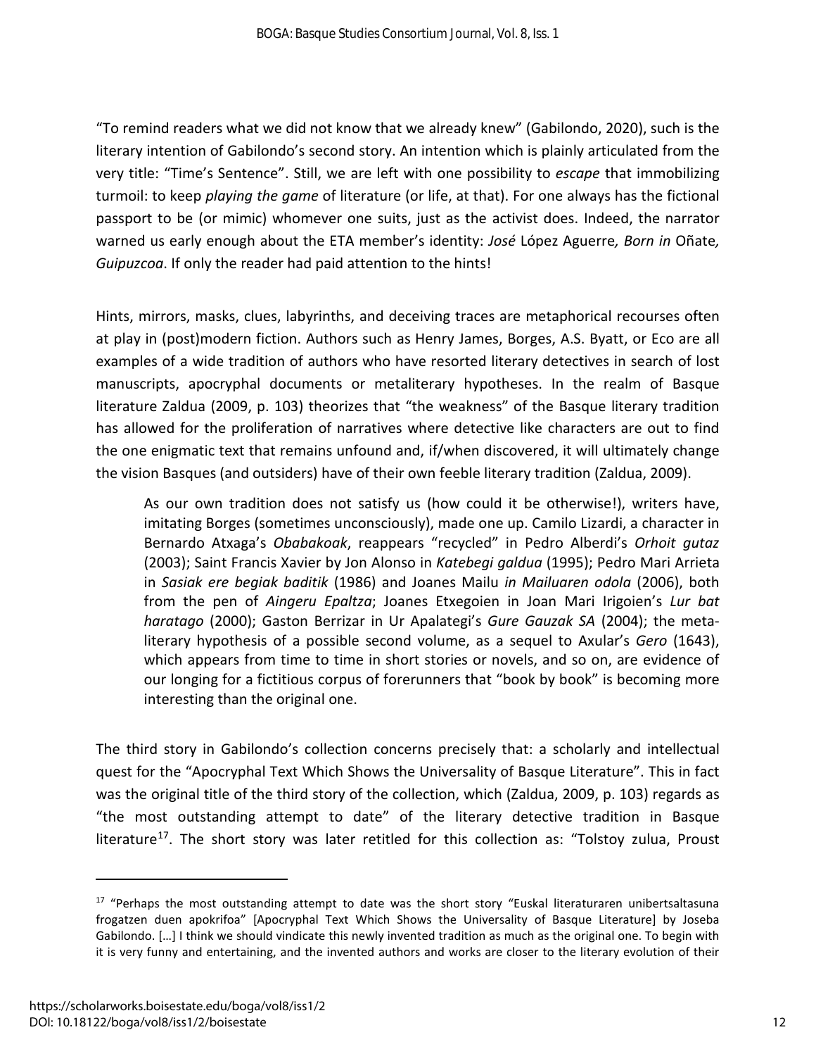"To remind readers what we did not know that we already knew" (Gabilondo, 2020), such is the literary intention of Gabilondo's second story. An intention which is plainly articulated from the very title: "Time's Sentence". Still, we are left with one possibility to *escape* that immobilizing turmoil: to keep *playing the game* of literature (or life, at that). For one always has the fictional passport to be (or mimic) whomever one suits, just as the activist does. Indeed, the narrator warned us early enough about the ETA member's identity: *José* López Aguerre*, Born in* Oñate*, Guipuzcoa*. If only the reader had paid attention to the hints!

Hints, mirrors, masks, clues, labyrinths, and deceiving traces are metaphorical recourses often at play in (post)modern fiction. Authors such as Henry James, Borges, A.S. Byatt, or Eco are all examples of a wide tradition of authors who have resorted literary detectives in search of lost manuscripts, apocryphal documents or metaliterary hypotheses. In the realm of Basque literature Zaldua (2009, p. 103) theorizes that "the weakness" of the Basque literary tradition has allowed for the proliferation of narratives where detective like characters are out to find the one enigmatic text that remains unfound and, if/when discovered, it will ultimately change the vision Basques (and outsiders) have of their own feeble literary tradition (Zaldua, 2009).

> As our own tradition does not satisfy us (how could it be otherwise!), writers have, imitating Borges (sometimes unconsciously), made one up. Camilo Lizardi, a character in Bernardo Atxaga's *Obabakoak*, reappears "recycled" in Pedro Alberdi's *Orhoit gutaz* (2003); Saint Francis Xavier by Jon Alonso in *Katebegi galdua* (1995); Pedro Mari Arrieta in *Sasiak ere begiak baditik* (1986) and Joanes Mailu *in Mailuaren odola* (2006), both from the pen of *Aingeru Epaltza*; Joanes Etxegoien in Joan Mari Irigoien's *Lur bat haratago* (2000); Gaston Berrizar in Ur Apalategi's *Gure Gauzak SA* (2004); the meta-literary hypothesis of a possible second volume, as a sequel to Axular's *Gero* (1643), which appears from time to time in short stories or novels, and so on, are evidence of our longing for a fictitious corpus of forerunners that "book by book" is becoming more interesting than the original one.

The third story in Gabilondo's collection concerns precisely that: a scholarly and intellectual quest for the "Apocryphal Text Which Shows the Universality of Basque Literature". This in fact was the original title of the third story of the collection, which (Zaldua, 2009, p. 103) regards as "the most outstanding attempt to date" of the literary detective tradition in Basque literature[17]. The short story was later retitled for this collection as: "Tolstoy zulua, Proust

[17] "Perhaps the most outstanding attempt to date was the short story "Euskal literaturaren unibertsaltasuna frogatzen duen apokrifoa" [Apocryphal Text Which Shows the Universality of Basque Literature] by Joseba Gabilondo. […] I think we should vindicate this newly invented tradition as much as the original one. To begin with it is very funny and entertaining, and the invented authors and works are closer to the literary evolution of their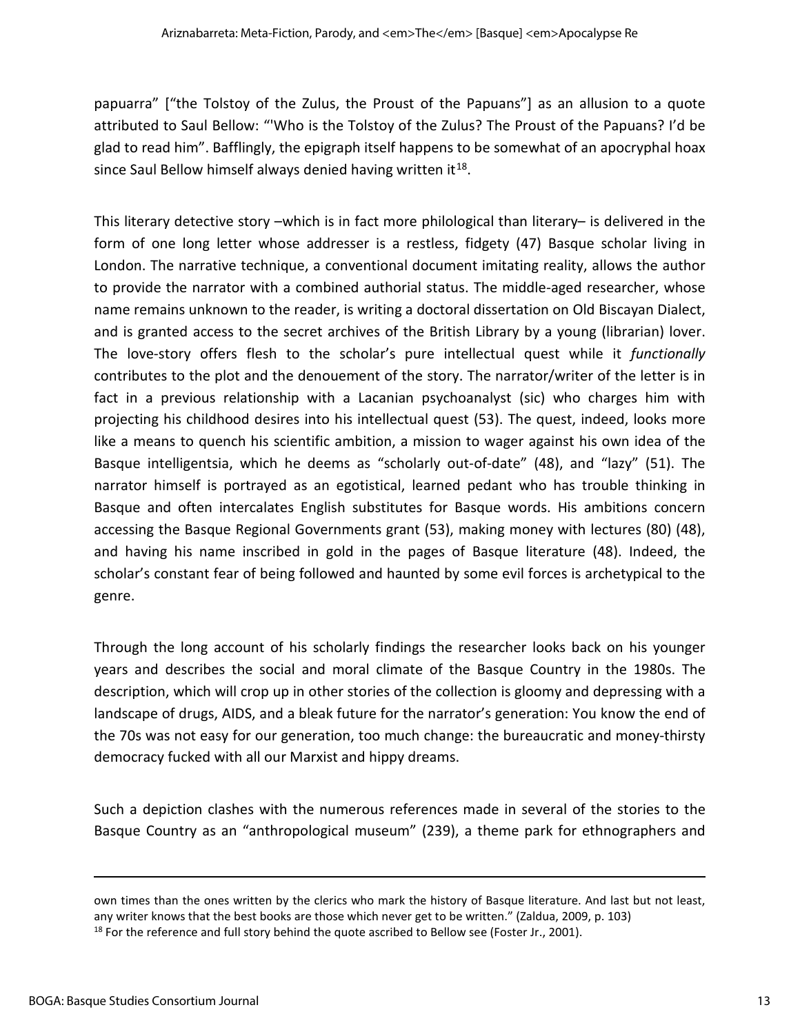papuarra" ["the Tolstoy of the Zulus, the Proust of the Papuans"] as an allusion to a quote attributed to Saul Bellow: "'Who is the Tolstoy of the Zulus? The Proust of the Papuans? I'd be glad to read him". Bafflingly, the epigraph itself happens to be somewhat of an apocryphal hoax since Saul Bellow himself always denied having written it[18].

This literary detective story –which is in fact more philological than literary– is delivered in the form of one long letter whose addresser is a restless, fidgety (47) Basque scholar living in London. The narrative technique, a conventional document imitating reality, allows the author to provide the narrator with a combined authorial status. The middle-aged researcher, whose name remains unknown to the reader, is writing a doctoral dissertation on Old Biscayan Dialect, and is granted access to the secret archives of the British Library by a young (librarian) lover. The love-story offers flesh to the scholar's pure intellectual quest while it *functionally* contributes to the plot and the denouement of the story. The narrator/writer of the letter is in fact in a previous relationship with a Lacanian psychoanalyst (sic) who charges him with projecting his childhood desires into his intellectual quest (53). The quest, indeed, looks more like a means to quench his scientific ambition, a mission to wager against his own idea of the Basque intelligentsia, which he deems as "scholarly out-of-date" (48), and "lazy" (51). The narrator himself is portrayed as an egotistical, learned pedant who has trouble thinking in Basque and often intercalates English substitutes for Basque words. His ambitions concern accessing the Basque Regional Governments grant (53), making money with lectures (80) (48), and having his name inscribed in gold in the pages of Basque literature (48). Indeed, the scholar's constant fear of being followed and haunted by some evil forces is archetypical to the genre.

Through the long account of his scholarly findings the researcher looks back on his younger years and describes the social and moral climate of the Basque Country in the 1980s. The description, which will crop up in other stories of the collection is gloomy and depressing with a landscape of drugs, AIDS, and a bleak future for the narrator's generation: You know the end of the 70s was not easy for our generation, too much change: the bureaucratic and money-thirsty democracy fucked with all our Marxist and hippy dreams.

Such a depiction clashes with the numerous references made in several of the stories to the Basque Country as an "anthropological museum" (239), a theme park for ethnographers and

---

own times than the ones written by the clerics who mark the history of Basque literature. And last but not least, any writer knows that the best books are those which never get to be written." (Zaldua, 2009, p. 103)

[18] For the reference and full story behind the quote ascribed to Bellow see (Foster Jr., 2001).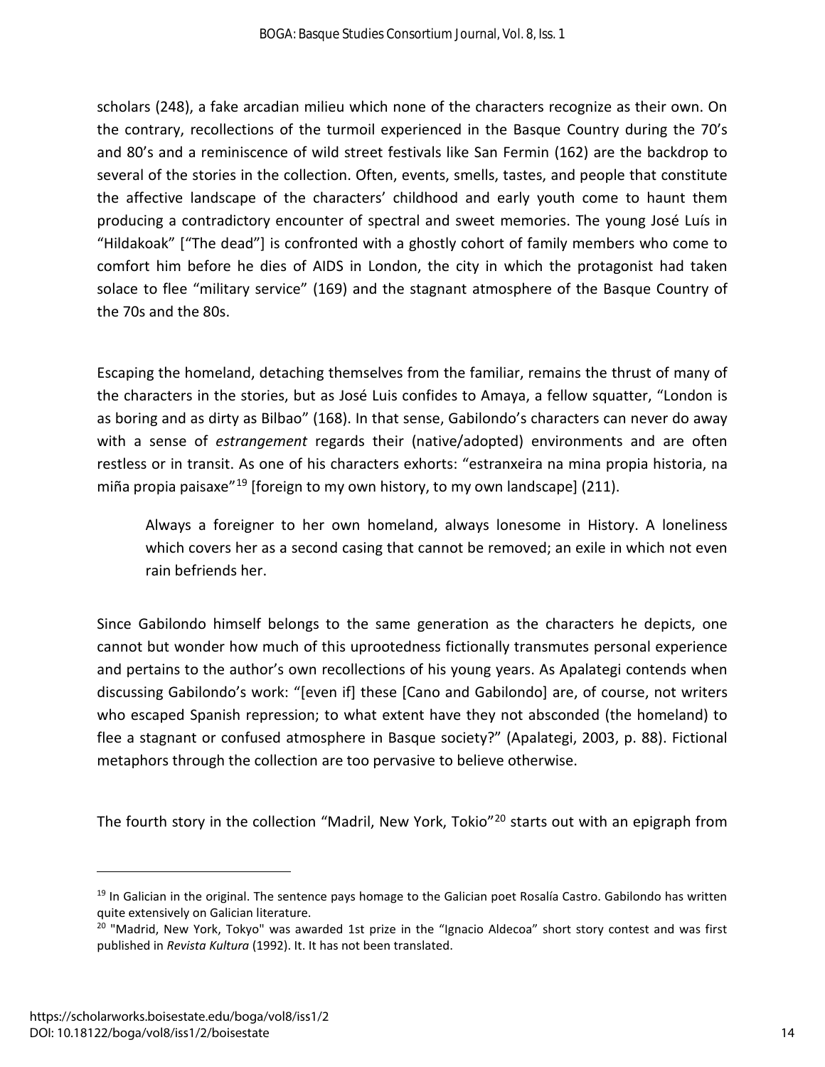scholars (248), a fake arcadian milieu which none of the characters recognize as their own. On the contrary, recollections of the turmoil experienced in the Basque Country during the 70's and 80's and a reminiscence of wild street festivals like San Fermin (162) are the backdrop to several of the stories in the collection. Often, events, smells, tastes, and people that constitute the affective landscape of the characters' childhood and early youth come to haunt them producing a contradictory encounter of spectral and sweet memories. The young José Luís in "Hildakoak" ["The dead"] is confronted with a ghostly cohort of family members who come to comfort him before he dies of AIDS in London, the city in which the protagonist had taken solace to flee "military service" (169) and the stagnant atmosphere of the Basque Country of the 70s and the 80s.

Escaping the homeland, detaching themselves from the familiar, remains the thrust of many of the characters in the stories, but as José Luis confides to Amaya, a fellow squatter, "London is as boring and as dirty as Bilbao" (168). In that sense, Gabilondo's characters can never do away with a sense of *estrangement* regards their (native/adopted) environments and are often restless or in transit. As one of his characters exhorts: "estranxeira na mina propia historia, na miña propia paisaxe"[19] [foreign to my own history, to my own landscape] (211).

> Always a foreigner to her own homeland, always lonesome in History. A loneliness which covers her as a second casing that cannot be removed; an exile in which not even rain befriends her.

Since Gabilondo himself belongs to the same generation as the characters he depicts, one cannot but wonder how much of this uprootedness fictionally transmutes personal experience and pertains to the author's own recollections of his young years. As Apalategi contends when discussing Gabilondo's work: "[even if] these [Cano and Gabilondo] are, of course, not writers who escaped Spanish repression; to what extent have they not absconded (the homeland) to flee a stagnant or confused atmosphere in Basque society?" (Apalategi, 2003, p. 88). Fictional metaphors through the collection are too pervasive to believe otherwise.

The fourth story in the collection "Madril, New York, Tokio"[20] starts out with an epigraph from

---

[19] In Galician in the original. The sentence pays homage to the Galician poet Rosalía Castro. Gabilondo has written quite extensively on Galician literature.

[20] "Madrid, New York, Tokyo" was awarded 1st prize in the "Ignacio Aldecoa" short story contest and was first published in *Revista Kultura* (1992). It. It has not been translated.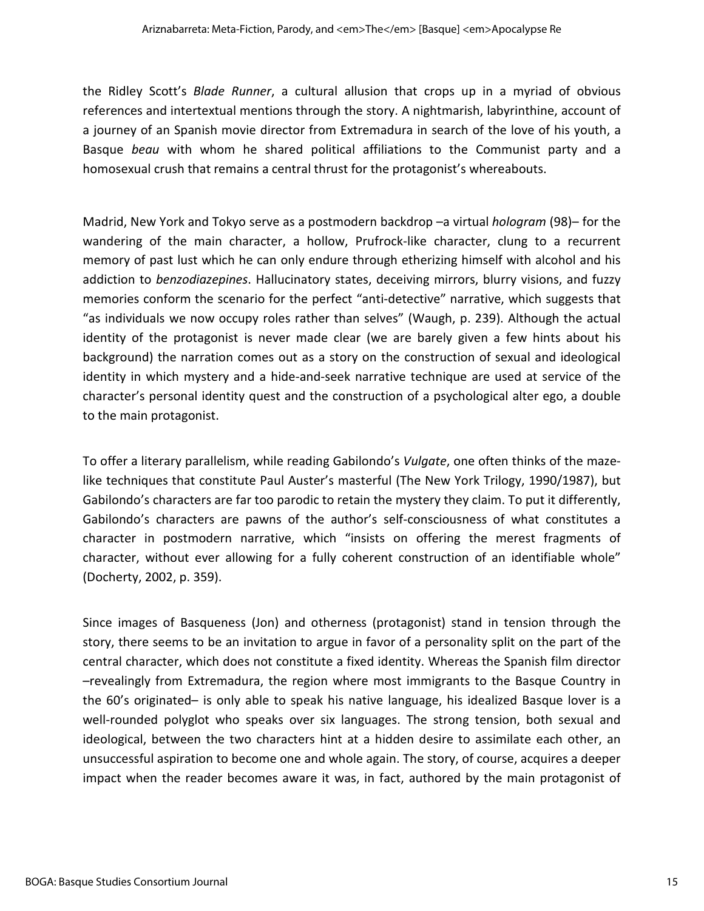the Ridley Scott's *Blade Runner*, a cultural allusion that crops up in a myriad of obvious references and intertextual mentions through the story. A nightmarish, labyrinthine, account of a journey of an Spanish movie director from Extremadura in search of the love of his youth, a Basque *beau* with whom he shared political affiliations to the Communist party and a homosexual crush that remains a central thrust for the protagonist's whereabouts.

Madrid, New York and Tokyo serve as a postmodern backdrop –a virtual *hologram* (98)– for the wandering of the main character, a hollow, Prufrock-like character, clung to a recurrent memory of past lust which he can only endure through etherizing himself with alcohol and his addiction to *benzodiazepines*. Hallucinatory states, deceiving mirrors, blurry visions, and fuzzy memories conform the scenario for the perfect "anti-detective" narrative, which suggests that "as individuals we now occupy roles rather than selves" (Waugh, p. 239). Although the actual identity of the protagonist is never made clear (we are barely given a few hints about his background) the narration comes out as a story on the construction of sexual and ideological identity in which mystery and a hide-and-seek narrative technique are used at service of the character's personal identity quest and the construction of a psychological alter ego, a double to the main protagonist.

To offer a literary parallelism, while reading Gabilondo's *Vulgate*, one often thinks of the maze-like techniques that constitute Paul Auster's masterful (The New York Trilogy, 1990/1987), but Gabilondo's characters are far too parodic to retain the mystery they claim. To put it differently, Gabilondo's characters are pawns of the author's self-consciousness of what constitutes a character in postmodern narrative, which "insists on offering the merest fragments of character, without ever allowing for a fully coherent construction of an identifiable whole" (Docherty, 2002, p. 359).

Since images of Basqueness (Jon) and otherness (protagonist) stand in tension through the story, there seems to be an invitation to argue in favor of a personality split on the part of the central character, which does not constitute a fixed identity. Whereas the Spanish film director –revealingly from Extremadura, the region where most immigrants to the Basque Country in the 60's originated– is only able to speak his native language, his idealized Basque lover is a well-rounded polyglot who speaks over six languages. The strong tension, both sexual and ideological, between the two characters hint at a hidden desire to assimilate each other, an unsuccessful aspiration to become one and whole again. The story, of course, acquires a deeper impact when the reader becomes aware it was, in fact, authored by the main protagonist of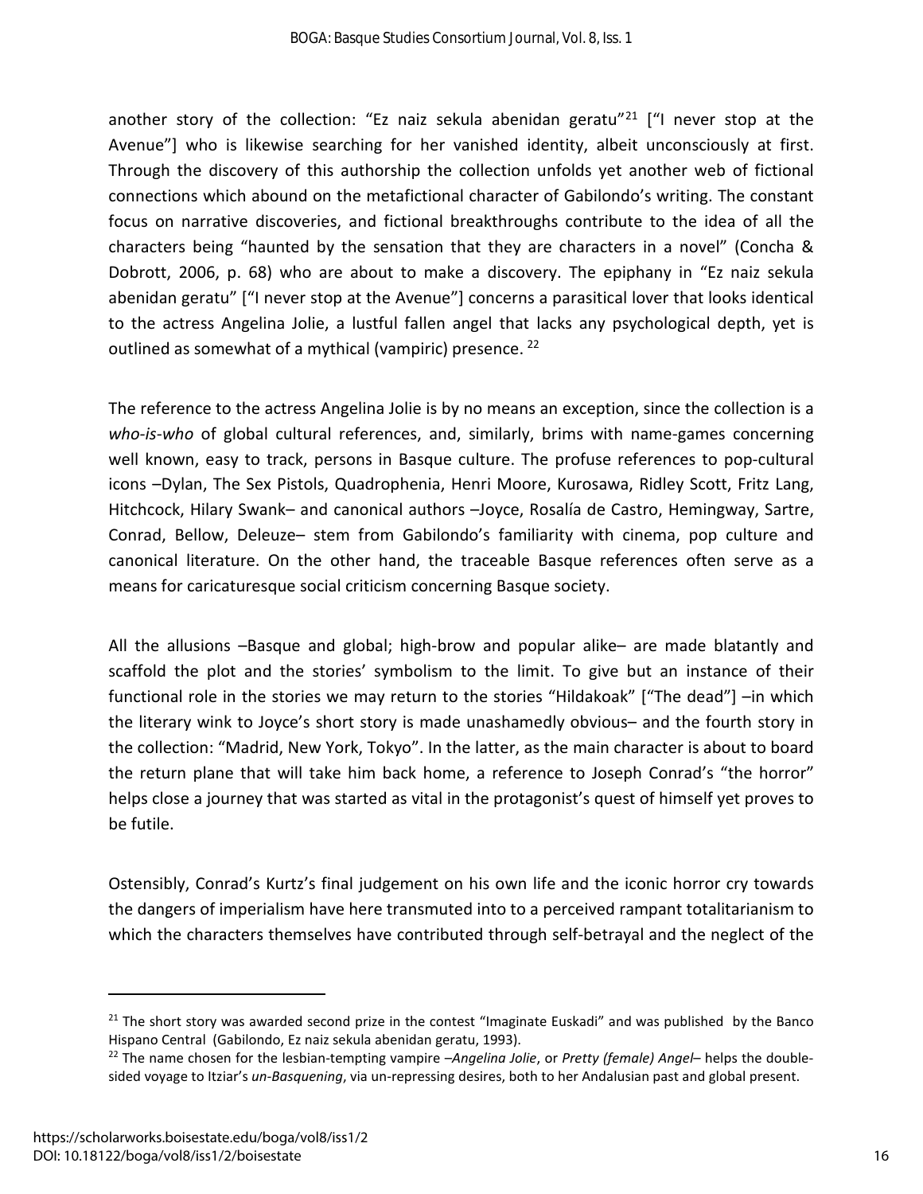another story of the collection: "Ez naiz sekula abenidan geratu"[21] ["I never stop at the Avenue"] who is likewise searching for her vanished identity, albeit unconsciously at first. Through the discovery of this authorship the collection unfolds yet another web of fictional connections which abound on the metafictional character of Gabilondo's writing. The constant focus on narrative discoveries, and fictional breakthroughs contribute to the idea of all the characters being "haunted by the sensation that they are characters in a novel" (Concha & Dobrott, 2006, p. 68) who are about to make a discovery. The epiphany in "Ez naiz sekula abenidan geratu" ["I never stop at the Avenue"] concerns a parasitical lover that looks identical to the actress Angelina Jolie, a lustful fallen angel that lacks any psychological depth, yet is outlined as somewhat of a mythical (vampiric) presence. [22]

The reference to the actress Angelina Jolie is by no means an exception, since the collection is a *who-is-who* of global cultural references, and, similarly, brims with name-games concerning well known, easy to track, persons in Basque culture. The profuse references to pop-cultural icons –Dylan, The Sex Pistols, Quadrophenia, Henri Moore, Kurosawa, Ridley Scott, Fritz Lang, Hitchcock, Hilary Swank– and canonical authors –Joyce, Rosalía de Castro, Hemingway, Sartre, Conrad, Bellow, Deleuze– stem from Gabilondo's familiarity with cinema, pop culture and canonical literature. On the other hand, the traceable Basque references often serve as a means for caricaturesque social criticism concerning Basque society.

All the allusions –Basque and global; high-brow and popular alike– are made blatantly and scaffold the plot and the stories' symbolism to the limit. To give but an instance of their functional role in the stories we may return to the stories "Hildakoak" ["The dead"] –in which the literary wink to Joyce's short story is made unashamedly obvious– and the fourth story in the collection: "Madrid, New York, Tokyo". In the latter, as the main character is about to board the return plane that will take him back home, a reference to Joseph Conrad's "the horror" helps close a journey that was started as vital in the protagonist's quest of himself yet proves to be futile.

Ostensibly, Conrad's Kurtz's final judgement on his own life and the iconic horror cry towards the dangers of imperialism have here transmuted into to a perceived rampant totalitarianism to which the characters themselves have contributed through self-betrayal and the neglect of the

---

[21] The short story was awarded second prize in the contest "Imaginate Euskadi" and was published by the Banco Hispano Central (Gabilondo, Ez naiz sekula abenidan geratu, 1993).

[22] The name chosen for the lesbian-tempting vampire –*Angelina Jolie*, or *Pretty (female) Angel*– helps the double-sided voyage to Itziar's *un-Basquening*, via un-repressing desires, both to her Andalusian past and global present.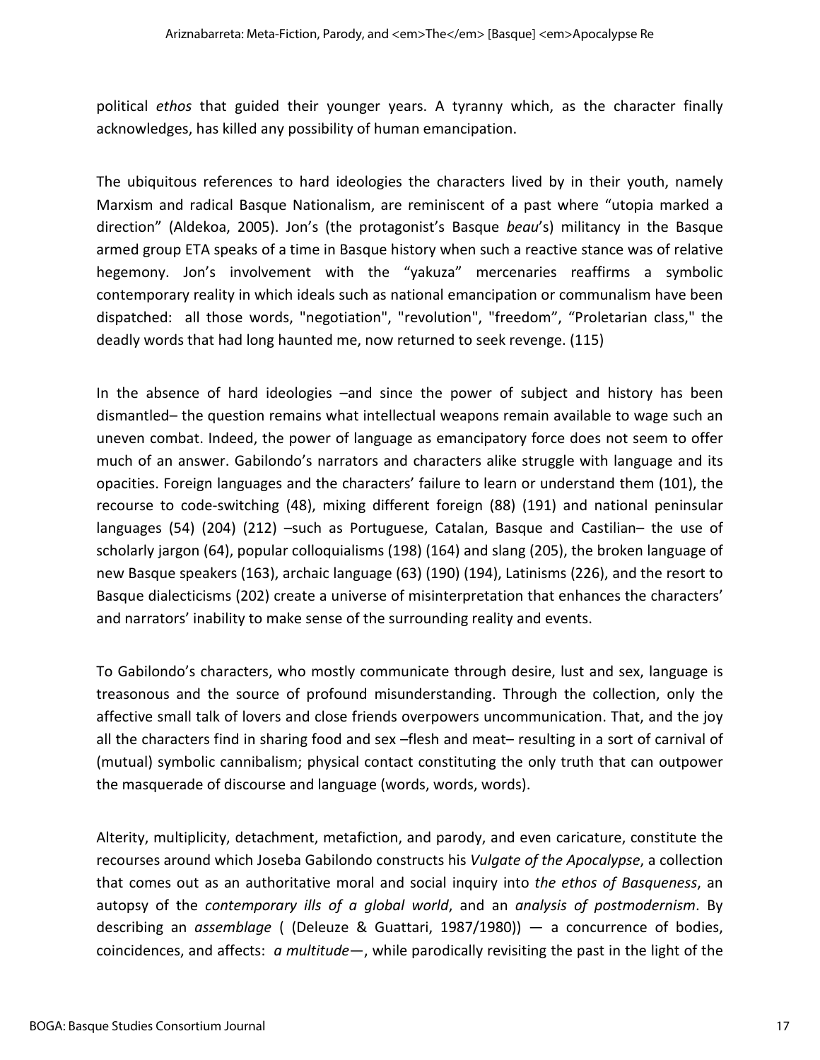political *ethos* that guided their younger years. A tyranny which, as the character finally acknowledges, has killed any possibility of human emancipation.

The ubiquitous references to hard ideologies the characters lived by in their youth, namely Marxism and radical Basque Nationalism, are reminiscent of a past where "utopia marked a direction" (Aldekoa, 2005). Jon's (the protagonist's Basque *beau*'s) militancy in the Basque armed group ETA speaks of a time in Basque history when such a reactive stance was of relative hegemony. Jon's involvement with the "yakuza" mercenaries reaffirms a symbolic contemporary reality in which ideals such as national emancipation or communalism have been dispatched: all those words, "negotiation", "revolution", "freedom", "Proletarian class," the deadly words that had long haunted me, now returned to seek revenge. (115)

In the absence of hard ideologies –and since the power of subject and history has been dismantled– the question remains what intellectual weapons remain available to wage such an uneven combat. Indeed, the power of language as emancipatory force does not seem to offer much of an answer. Gabilondo's narrators and characters alike struggle with language and its opacities. Foreign languages and the characters' failure to learn or understand them (101), the recourse to code-switching (48), mixing different foreign (88) (191) and national peninsular languages (54) (204) (212) –such as Portuguese, Catalan, Basque and Castilian– the use of scholarly jargon (64), popular colloquialisms (198) (164) and slang (205), the broken language of new Basque speakers (163), archaic language (63) (190) (194), Latinisms (226), and the resort to Basque dialecticisms (202) create a universe of misinterpretation that enhances the characters' and narrators' inability to make sense of the surrounding reality and events.

To Gabilondo's characters, who mostly communicate through desire, lust and sex, language is treasonous and the source of profound misunderstanding. Through the collection, only the affective small talk of lovers and close friends overpowers uncommunication. That, and the joy all the characters find in sharing food and sex –flesh and meat– resulting in a sort of carnival of (mutual) symbolic cannibalism; physical contact constituting the only truth that can outpower the masquerade of discourse and language (words, words, words).

Alterity, multiplicity, detachment, metafiction, and parody, and even caricature, constitute the recourses around which Joseba Gabilondo constructs his *Vulgate of the Apocalypse*, a collection that comes out as an authoritative moral and social inquiry into *the ethos of Basqueness*, an autopsy of the *contemporary ills of a global world*, and an *analysis of postmodernism*. By describing an *assemblage* ( (Deleuze & Guattari, 1987/1980)) — a concurrence of bodies, coincidences, and affects: *a multitude*—, while parodically revisiting the past in the light of the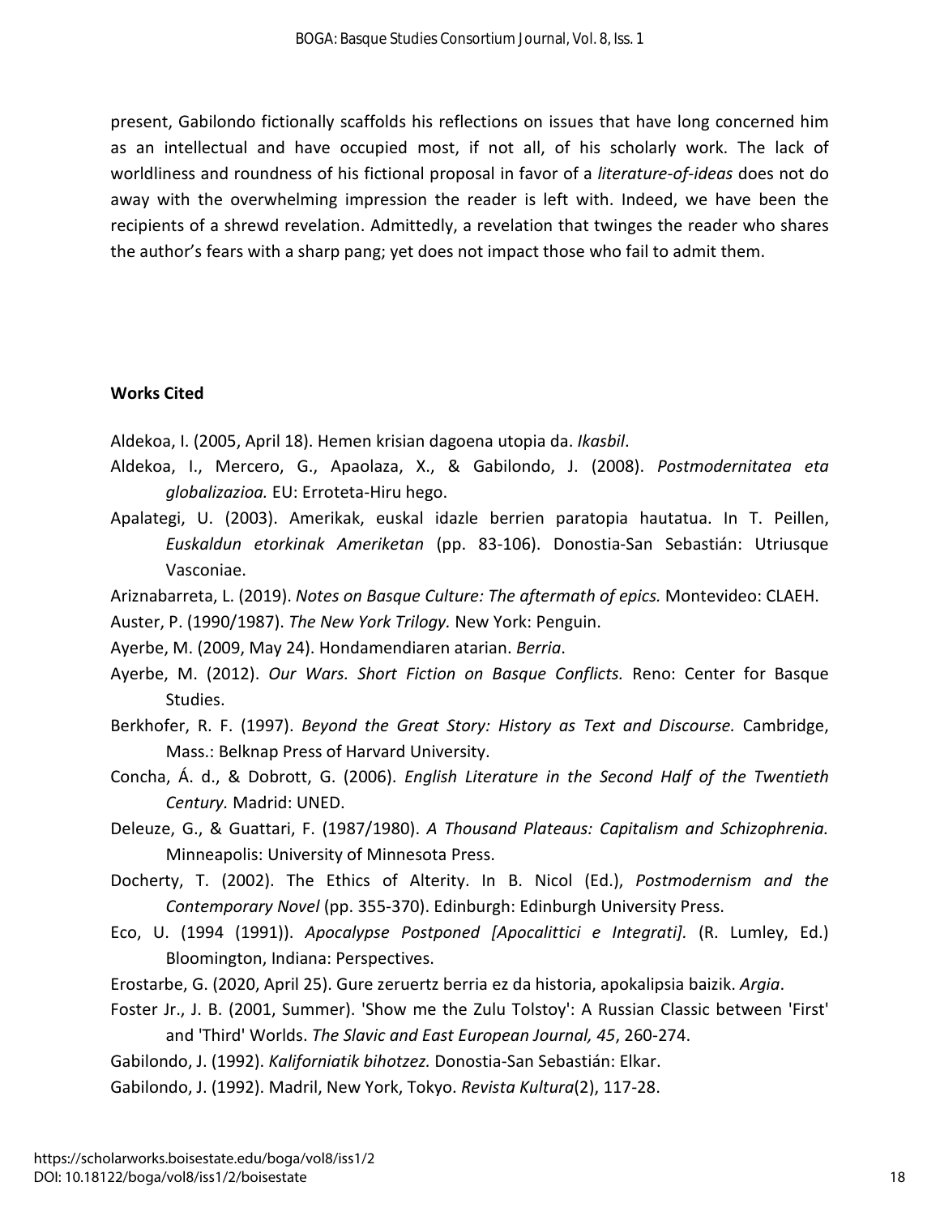present, Gabilondo fictionally scaffolds his reflections on issues that have long concerned him as an intellectual and have occupied most, if not all, of his scholarly work. The lack of worldliness and roundness of his fictional proposal in favor of a *literature-of-ideas* does not do away with the overwhelming impression the reader is left with. Indeed, we have been the recipients of a shrewd revelation. Admittedly, a revelation that twinges the reader who shares the author's fears with a sharp pang; yet does not impact those who fail to admit them.

**Works Cited**

Aldekoa, I. (2005, April 18). Hemen krisian dagoena utopia da. *Ikasbil*.

Aldekoa, I., Mercero, G., Apaolaza, X., & Gabilondo, J. (2008). *Postmodernitatea eta globalizazioa.* EU: Erroteta-Hiru hego.

Apalategi, U. (2003). Amerikak, euskal idazle berrien paratopia hautatua. In T. Peillen, *Euskaldun etorkinak Ameriketan* (pp. 83-106). Donostia-San Sebastián: Utriusque Vasconiae.

Ariznabarreta, L. (2019). *Notes on Basque Culture: The aftermath of epics.* Montevideo: CLAEH.

Auster, P. (1990/1987). *The New York Trilogy.* New York: Penguin.

Ayerbe, M. (2009, May 24). Hondamendiaren atarian. *Berria*.

Ayerbe, M. (2012). *Our Wars. Short Fiction on Basque Conflicts.* Reno: Center for Basque Studies.

Berkhofer, R. F. (1997). *Beyond the Great Story: History as Text and Discourse.* Cambridge, Mass.: Belknap Press of Harvard University.

Concha, Á. d., & Dobrott, G. (2006). *English Literature in the Second Half of the Twentieth Century.* Madrid: UNED.

Deleuze, G., & Guattari, F. (1987/1980). *A Thousand Plateaus: Capitalism and Schizophrenia.* Minneapolis: University of Minnesota Press.

Docherty, T. (2002). The Ethics of Alterity. In B. Nicol (Ed.), *Postmodernism and the Contemporary Novel* (pp. 355-370). Edinburgh: Edinburgh University Press.

Eco, U. (1994 (1991)). *Apocalypse Postponed [Apocalittici e Integrati].* (R. Lumley, Ed.) Bloomington, Indiana: Perspectives.

Erostarbe, G. (2020, April 25). Gure zeruertz berria ez da historia, apokalipsia baizik. *Argia*.

Foster Jr., J. B. (2001, Summer). 'Show me the Zulu Tolstoy': A Russian Classic between 'First' and 'Third' Worlds. *The Slavic and East European Journal, 45*, 260-274.

Gabilondo, J. (1992). *Kaliforniatik bihotzez.* Donostia-San Sebastián: Elkar.

Gabilondo, J. (1992). Madril, New York, Tokyo. *Revista Kultura*(2), 117-28.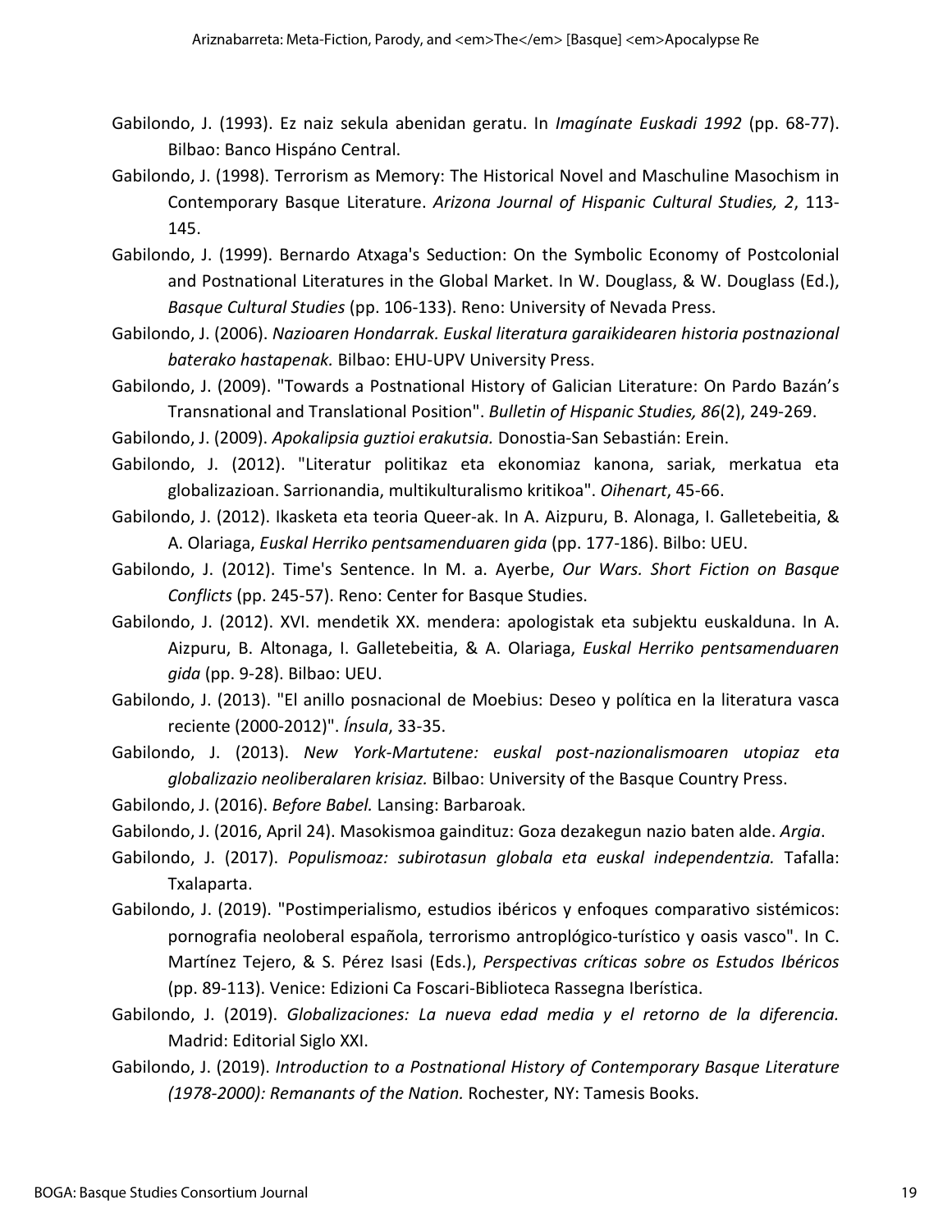Gabilondo, J. (1993). Ez naiz sekula abenidan geratu. In *Imagínate Euskadi 1992* (pp. 68-77). Bilbao: Banco Hispáno Central.

Gabilondo, J. (1998). Terrorism as Memory: The Historical Novel and Maschuline Masochism in Contemporary Basque Literature. *Arizona Journal of Hispanic Cultural Studies, 2*, 113-145.

Gabilondo, J. (1999). Bernardo Atxaga's Seduction: On the Symbolic Economy of Postcolonial and Postnational Literatures in the Global Market. In W. Douglass, & W. Douglass (Ed.), *Basque Cultural Studies* (pp. 106-133). Reno: University of Nevada Press.

Gabilondo, J. (2006). *Nazioaren Hondarrak. Euskal literatura garaikidearen historia postnazional baterako hastapenak.* Bilbao: EHU-UPV University Press.

Gabilondo, J. (2009). "Towards a Postnational History of Galician Literature: On Pardo Bazán's Transnational and Translational Position". *Bulletin of Hispanic Studies, 86*(2), 249-269.

Gabilondo, J. (2009). *Apokalipsia guztioi erakutsia.* Donostia-San Sebastián: Erein.

Gabilondo, J. (2012). "Literatur politikaz eta ekonomiaz kanona, sariak, merkatua eta globalizazioan. Sarrionandia, multikulturalismo kritikoa". *Oihenart*, 45-66.

Gabilondo, J. (2012). Ikasketa eta teoria Queer-ak. In A. Aizpuru, B. Alonaga, I. Galletebeitia, & A. Olariaga, *Euskal Herriko pentsamenduaren gida* (pp. 177-186). Bilbo: UEU.

Gabilondo, J. (2012). Time's Sentence. In M. a. Ayerbe, *Our Wars. Short Fiction on Basque Conflicts* (pp. 245-57). Reno: Center for Basque Studies.

Gabilondo, J. (2012). XVI. mendetik XX. mendera: apologistak eta subjektu euskalduna. In A. Aizpuru, B. Altonaga, I. Galletebeitia, & A. Olariaga, *Euskal Herriko pentsamenduaren gida* (pp. 9-28). Bilbao: UEU.

Gabilondo, J. (2013). "El anillo posnacional de Moebius: Deseo y política en la literatura vasca reciente (2000-2012)". *Ínsula*, 33-35.

Gabilondo, J. (2013). *New York-Martutene: euskal post-nazionalismoaren utopiaz eta globalizazio neoliberalaren krisiaz.* Bilbao: University of the Basque Country Press.

Gabilondo, J. (2016). *Before Babel.* Lansing: Barbaroak.

Gabilondo, J. (2016, April 24). Masokismoa gaindituz: Goza dezakegun nazio baten alde. *Argia*.

Gabilondo, J. (2017). *Populismoaz: subirotasun globala eta euskal independentzia.* Tafalla: Txalaparta.

Gabilondo, J. (2019). "Postimperialismo, estudios ibéricos y enfoques comparativo sistémicos: pornografia neoloberal española, terrorismo antroplógico-turístico y oasis vasco". In C. Martínez Tejero, & S. Pérez Isasi (Eds.), *Perspectivas críticas sobre os Estudos Ibéricos* (pp. 89-113). Venice: Edizioni Ca Foscari-Biblioteca Rassegna Iberística.

Gabilondo, J. (2019). *Globalizaciones: La nueva edad media y el retorno de la diferencia.* Madrid: Editorial Siglo XXI.

Gabilondo, J. (2019). *Introduction to a Postnational History of Contemporary Basque Literature (1978-2000): Remanants of the Nation.* Rochester, NY: Tamesis Books.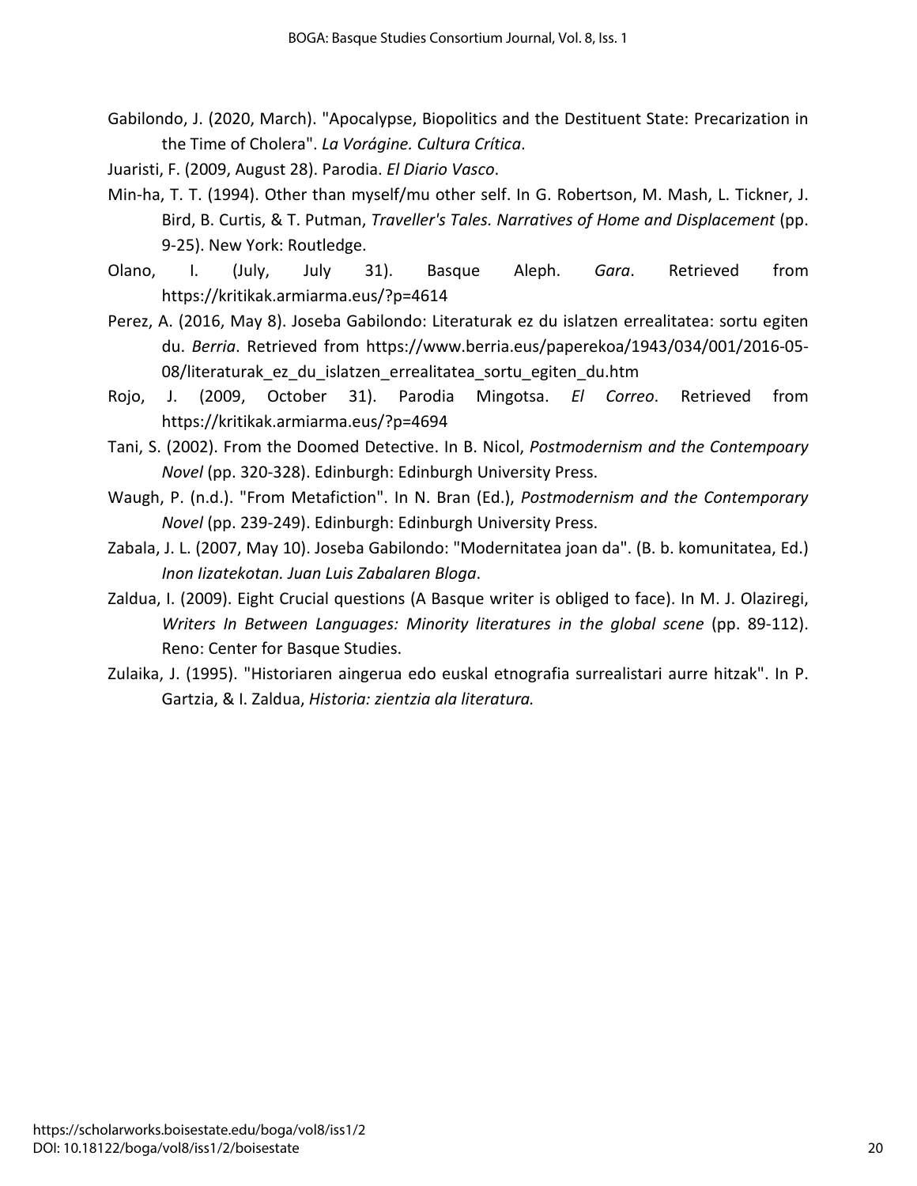Gabilondo, J. (2020, March). "Apocalypse, Biopolitics and the Destituent State: Precarization in the Time of Cholera". *La Vorágine. Cultura Crítica*.

Juaristi, F. (2009, August 28). Parodia. *El Diario Vasco*.

Min-ha, T. T. (1994). Other than myself/mu other self. In G. Robertson, M. Mash, L. Tickner, J. Bird, B. Curtis, & T. Putman, *Traveller's Tales. Narratives of Home and Displacement* (pp. 9-25). New York: Routledge.

Olano, I. (July, July 31). Basque Aleph. *Gara*. Retrieved from https://kritikak.armiarma.eus/?p=4614

Perez, A. (2016, May 8). Joseba Gabilondo: Literaturak ez du islatzen errealitatea: sortu egiten du. *Berria*. Retrieved from https://www.berria.eus/paperekoa/1943/034/001/2016-05-08/literaturak_ez_du_islatzen_errealitatea_sortu_egiten_du.htm

Rojo, J. (2009, October 31). Parodia Mingotsa. *El Correo*. Retrieved from https://kritikak.armiarma.eus/?p=4694

Tani, S. (2002). From the Doomed Detective. In B. Nicol, *Postmodernism and the Contempoary Novel* (pp. 320-328). Edinburgh: Edinburgh University Press.

Waugh, P. (n.d.). "From Metafiction". In N. Bran (Ed.), *Postmodernism and the Contemporary Novel* (pp. 239-249). Edinburgh: Edinburgh University Press.

Zabala, J. L. (2007, May 10). Joseba Gabilondo: "Modernitatea joan da". (B. b. komunitatea, Ed.) *Inon Iizatekotan. Juan Luis Zabalaren Bloga*.

Zaldua, I. (2009). Eight Crucial questions (A Basque writer is obliged to face). In M. J. Olaziregi, *Writers In Between Languages: Minority literatures in the global scene* (pp. 89-112). Reno: Center for Basque Studies.

Zulaika, J. (1995). "Historiaren aingerua edo euskal etnografia surrealistari aurre hitzak". In P. Gartzia, & I. Zaldua, *Historia: zientzia ala literatura.*